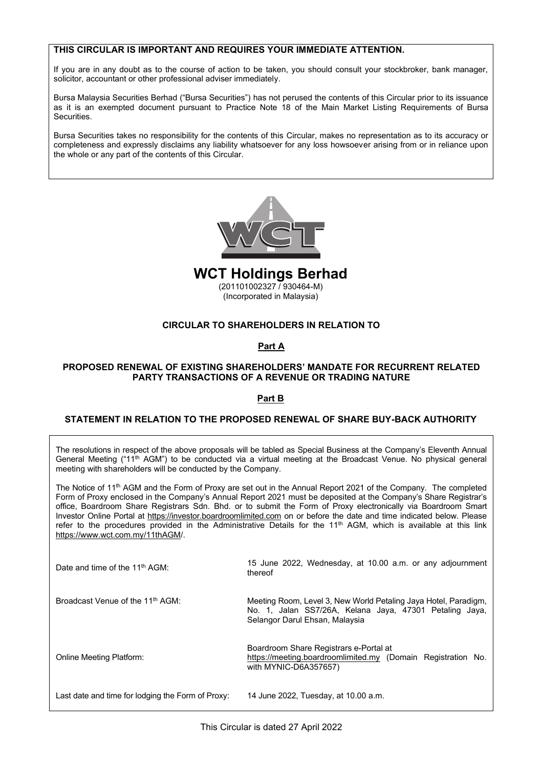**THIS CIRCULAR IS IMPORTANT AND REQUIRES YOUR IMMEDIATE ATTENTION.**

If you are in any doubt as to the course of action to be taken, you should consult your stockbroker, bank manager, solicitor, accountant or other professional adviser immediately.

Bursa Malaysia Securities Berhad ("Bursa Securities") has not perused the contents of this Circular prior to its issuance as it is an exempted document pursuant to Practice Note 18 of the Main Market Listing Requirements of Bursa Securities.

Bursa Securities takes no responsibility for the contents of this Circular, makes no representation as to its accuracy or completeness and expressly disclaims any liability whatsoever for any loss howsoever arising from or in reliance upon the whole or any part of the contents of this Circular.

# WCT Holdings Berhad

(201101002327 / 930464-M)
(Incorporated in Malaysia)

## CIRCULAR TO SHAREHOLDERS IN RELATION TO

### Part A

### PROPOSED RENEWAL OF EXISTING SHAREHOLDERS' MANDATE FOR RECURRENT RELATED PARTY TRANSACTIONS OF A REVENUE OR TRADING NATURE

### Part B

### STATEMENT IN RELATION TO THE PROPOSED RENEWAL OF SHARE BUY-BACK AUTHORITY

The resolutions in respect of the above proposals will be tabled as Special Business at the Company's Eleventh Annual General Meeting ("11th AGM") to be conducted via a virtual meeting at the Broadcast Venue. No physical general meeting with shareholders will be conducted by the Company.

The Notice of 11th AGM and the Form of Proxy are set out in the Annual Report 2021 of the Company. The completed Form of Proxy enclosed in the Company's Annual Report 2021 must be deposited at the Company's Share Registrar's office, Boardroom Share Registrars Sdn. Bhd. or to submit the Form of Proxy electronically via Boardroom Smart Investor Online Portal at https://investor.boardroomlimited.com on or before the date and time indicated below. Please refer to the procedures provided in the Administrative Details for the 11th AGM, which is available at this link https://www.wct.com.my/11thAGM/.

| | |
|---|---|
| Date and time of the 11th AGM: | 15 June 2022, Wednesday, at 10.00 a.m. or any adjournment thereof |
| Broadcast Venue of the 11th AGM: | Meeting Room, Level 3, New World Petaling Jaya Hotel, Paradigm, No. 1, Jalan SS7/26A, Kelana Jaya, 47301 Petaling Jaya, Selangor Darul Ehsan, Malaysia |
| Online Meeting Platform: | Boardroom Share Registrars e-Portal at https://meeting.boardroomlimited.my (Domain Registration No. with MYNIC-D6A357657) |
| Last date and time for lodging the Form of Proxy: | 14 June 2022, Tuesday, at 10.00 a.m. |

This Circular is dated 27 April 2022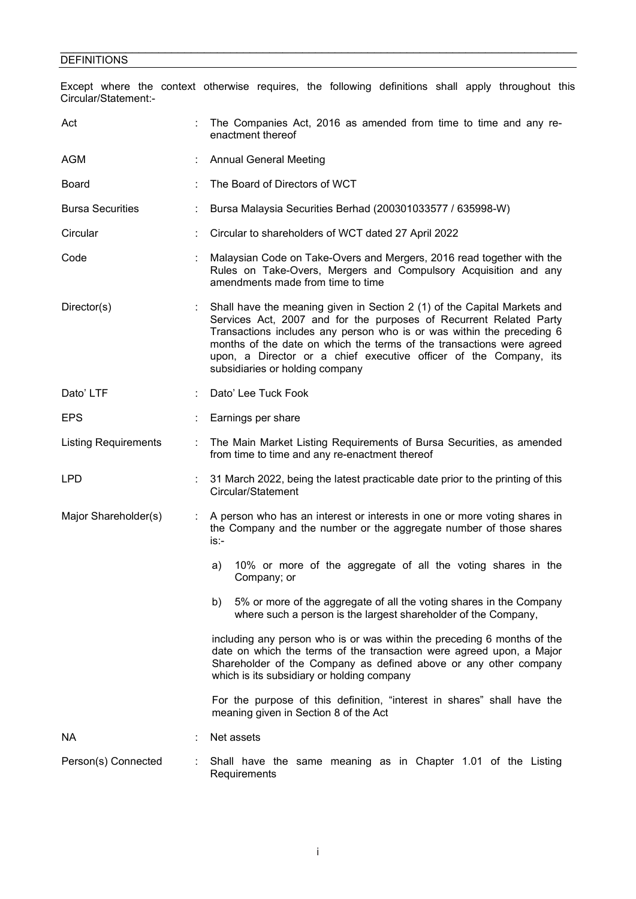## DEFINITIONS

Except where the context otherwise requires, the following definitions shall apply throughout this Circular/Statement:-

| | | |
|---|---|---|
| Act | : | The Companies Act, 2016 as amended from time to time and any re-enactment thereof |
| AGM | : | Annual General Meeting |
| Board | : | The Board of Directors of WCT |
| Bursa Securities | : | Bursa Malaysia Securities Berhad (200301033577 / 635998-W) |
| Circular | : | Circular to shareholders of WCT dated 27 April 2022 |
| Code | : | Malaysian Code on Take-Overs and Mergers, 2016 read together with the Rules on Take-Overs, Mergers and Compulsory Acquisition and any amendments made from time to time |
| Director(s) | : | Shall have the meaning given in Section 2 (1) of the Capital Markets and Services Act, 2007 and for the purposes of Recurrent Related Party Transactions includes any person who is or was within the preceding 6 months of the date on which the terms of the transactions were agreed upon, a Director or a chief executive officer of the Company, its subsidiaries or holding company |
| Dato' LTF | : | Dato' Lee Tuck Fook |
| EPS | : | Earnings per share |
| Listing Requirements | : | The Main Market Listing Requirements of Bursa Securities, as amended from time to time and any re-enactment thereof |
| LPD | : | 31 March 2022, being the latest practicable date prior to the printing of this Circular/Statement |
| Major Shareholder(s) | : | A person who has an interest or interests in one or more voting shares in the Company and the number or the aggregate number of those shares is:-<br><br>a) 10% or more of the aggregate of all the voting shares in the Company; or<br><br>b) 5% or more of the aggregate of all the voting shares in the Company where such a person is the largest shareholder of the Company,<br><br>including any person who is or was within the preceding 6 months of the date on which the terms of the transaction were agreed upon, a Major Shareholder of the Company as defined above or any other company which is its subsidiary or holding company<br><br>For the purpose of this definition, "interest in shares" shall have the meaning given in Section 8 of the Act |
| NA | : | Net assets |
| Person(s) Connected | : | Shall have the same meaning as in Chapter 1.01 of the Listing Requirements |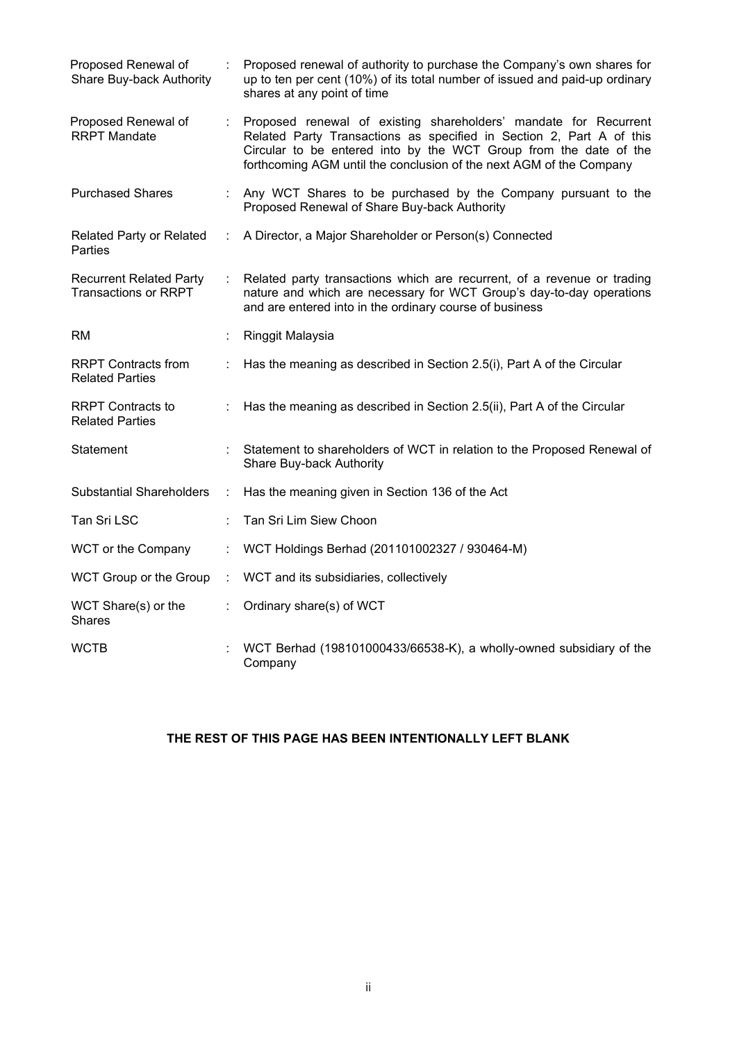| | | |
|---|---|---|
| Proposed Renewal of Share Buy-back Authority | : | Proposed renewal of authority to purchase the Company's own shares for up to ten per cent (10%) of its total number of issued and paid-up ordinary shares at any point of time |
| Proposed Renewal of RRPT Mandate | : | Proposed renewal of existing shareholders' mandate for Recurrent Related Party Transactions as specified in Section 2, Part A of this Circular to be entered into by the WCT Group from the date of the forthcoming AGM until the conclusion of the next AGM of the Company |
| Purchased Shares | : | Any WCT Shares to be purchased by the Company pursuant to the Proposed Renewal of Share Buy-back Authority |
| Related Party or Related Parties | : | A Director, a Major Shareholder or Person(s) Connected |
| Recurrent Related Party Transactions or RRPT | : | Related party transactions which are recurrent, of a revenue or trading nature and which are necessary for WCT Group's day-to-day operations and are entered into in the ordinary course of business |
| RM | : | Ringgit Malaysia |
| RRPT Contracts from Related Parties | : | Has the meaning as described in Section 2.5(i), Part A of the Circular |
| RRPT Contracts to Related Parties | : | Has the meaning as described in Section 2.5(ii), Part A of the Circular |
| Statement | : | Statement to shareholders of WCT in relation to the Proposed Renewal of Share Buy-back Authority |
| Substantial Shareholders | : | Has the meaning given in Section 136 of the Act |
| Tan Sri LSC | : | Tan Sri Lim Siew Choon |
| WCT or the Company | : | WCT Holdings Berhad (201101002327 / 930464-M) |
| WCT Group or the Group | : | WCT and its subsidiaries, collectively |
| WCT Share(s) or the Shares | : | Ordinary share(s) of WCT |
| WCTB | : | WCT Berhad (198101000433/66538-K), a wholly-owned subsidiary of the Company |

**THE REST OF THIS PAGE HAS BEEN INTENTIONALLY LEFT BLANK**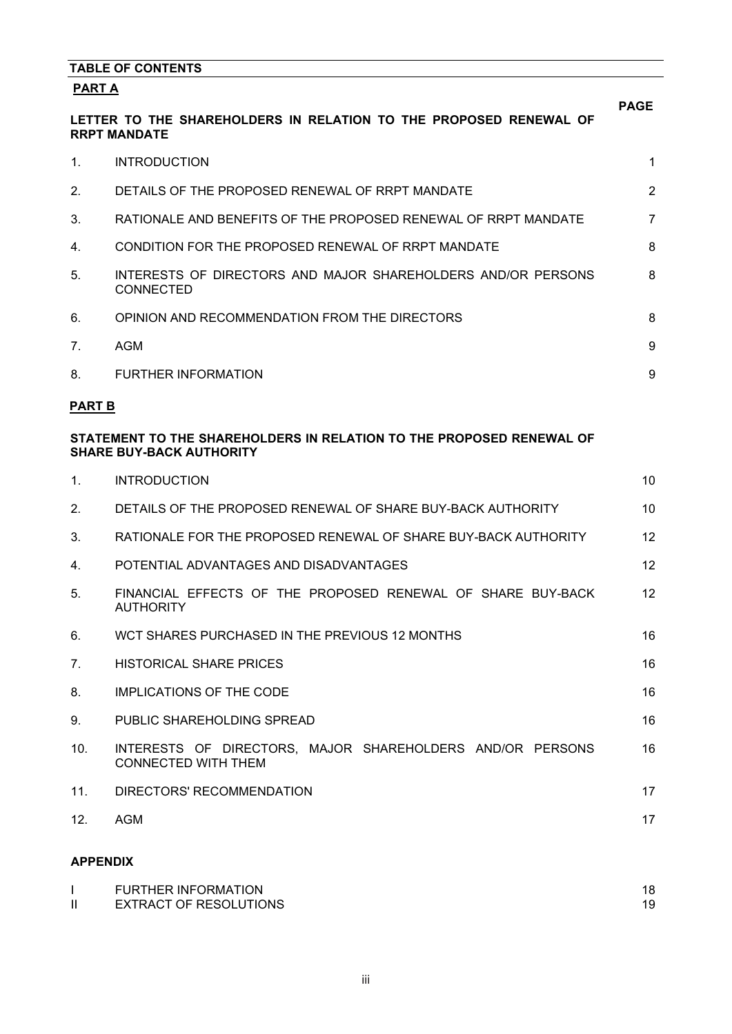**TABLE OF CONTENTS**

**PART A**

| | | PAGE |
|---|---|---|
| | **LETTER TO THE SHAREHOLDERS IN RELATION TO THE PROPOSED RENEWAL OF RRPT MANDATE** | |
| 1. | INTRODUCTION | 1 |
| 2. | DETAILS OF THE PROPOSED RENEWAL OF RRPT MANDATE | 2 |
| 3. | RATIONALE AND BENEFITS OF THE PROPOSED RENEWAL OF RRPT MANDATE | 7 |
| 4. | CONDITION FOR THE PROPOSED RENEWAL OF RRPT MANDATE | 8 |
| 5. | INTERESTS OF DIRECTORS AND MAJOR SHAREHOLDERS AND/OR PERSONS CONNECTED | 8 |
| 6. | OPINION AND RECOMMENDATION FROM THE DIRECTORS | 8 |
| 7. | AGM | 9 |
| 8. | FURTHER INFORMATION | 9 |

**PART B**

| | | |
|---|---|---|
| | **STATEMENT TO THE SHAREHOLDERS IN RELATION TO THE PROPOSED RENEWAL OF SHARE BUY-BACK AUTHORITY** | |
| 1. | INTRODUCTION | 10 |
| 2. | DETAILS OF THE PROPOSED RENEWAL OF SHARE BUY-BACK AUTHORITY | 10 |
| 3. | RATIONALE FOR THE PROPOSED RENEWAL OF SHARE BUY-BACK AUTHORITY | 12 |
| 4. | POTENTIAL ADVANTAGES AND DISADVANTAGES | 12 |
| 5. | FINANCIAL EFFECTS OF THE PROPOSED RENEWAL OF SHARE BUY-BACK AUTHORITY | 12 |
| 6. | WCT SHARES PURCHASED IN THE PREVIOUS 12 MONTHS | 16 |
| 7. | HISTORICAL SHARE PRICES | 16 |
| 8. | IMPLICATIONS OF THE CODE | 16 |
| 9. | PUBLIC SHAREHOLDING SPREAD | 16 |
| 10. | INTERESTS OF DIRECTORS, MAJOR SHAREHOLDERS AND/OR PERSONS CONNECTED WITH THEM | 16 |
| 11. | DIRECTORS' RECOMMENDATION | 17 |
| 12. | AGM | 17 |

**APPENDIX**

| | | |
|---|---|---|
| I | FURTHER INFORMATION | 18 |
| II | EXTRACT OF RESOLUTIONS | 19 |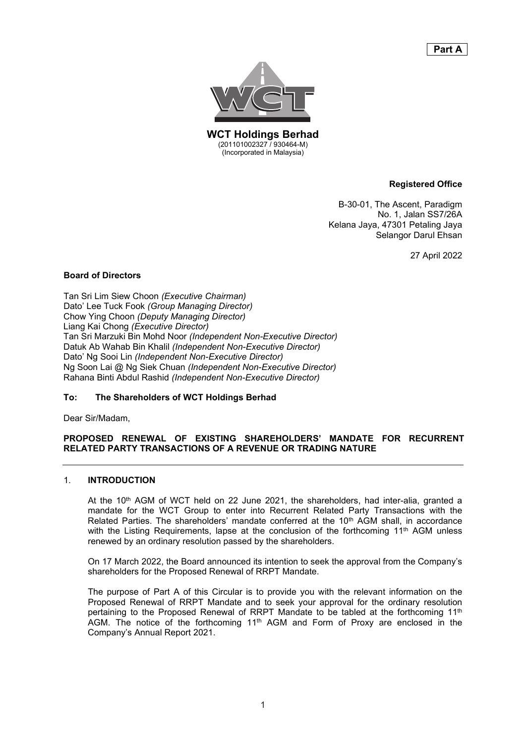**Part A**

**WCT Holdings Berhad**
(201101002327 / 930464-M)
(Incorporated in Malaysia)

**Registered Office**

B-30-01, The Ascent, Paradigm
No. 1, Jalan SS7/26A
Kelana Jaya, 47301 Petaling Jaya
Selangor Darul Ehsan

27 April 2022

**Board of Directors**

Tan Sri Lim Siew Choon *(Executive Chairman)*
Dato' Lee Tuck Fook *(Group Managing Director)*
Chow Ying Choon *(Deputy Managing Director)*
Liang Kai Chong *(Executive Director)*
Tan Sri Marzuki Bin Mohd Noor *(Independent Non-Executive Director)*
Datuk Ab Wahab Bin Khalil *(Independent Non-Executive Director)*
Dato' Ng Sooi Lin *(Independent Non-Executive Director)*
Ng Soon Lai @ Ng Siek Chuan *(Independent Non-Executive Director)*
Rahana Binti Abdul Rashid *(Independent Non-Executive Director)*

**To: The Shareholders of WCT Holdings Berhad**

Dear Sir/Madam,

**PROPOSED RENEWAL OF EXISTING SHAREHOLDERS' MANDATE FOR RECURRENT RELATED PARTY TRANSACTIONS OF A REVENUE OR TRADING NATURE**

## 1. INTRODUCTION

At the 10th AGM of WCT held on 22 June 2021, the shareholders, had inter-alia, granted a mandate for the WCT Group to enter into Recurrent Related Party Transactions with the Related Parties. The shareholders' mandate conferred at the 10th AGM shall, in accordance with the Listing Requirements, lapse at the conclusion of the forthcoming 11th AGM unless renewed by an ordinary resolution passed by the shareholders.

On 17 March 2022, the Board announced its intention to seek the approval from the Company's shareholders for the Proposed Renewal of RRPT Mandate.

The purpose of Part A of this Circular is to provide you with the relevant information on the Proposed Renewal of RRPT Mandate and to seek your approval for the ordinary resolution pertaining to the Proposed Renewal of RRPT Mandate to be tabled at the forthcoming 11th AGM. The notice of the forthcoming 11th AGM and Form of Proxy are enclosed in the Company's Annual Report 2021.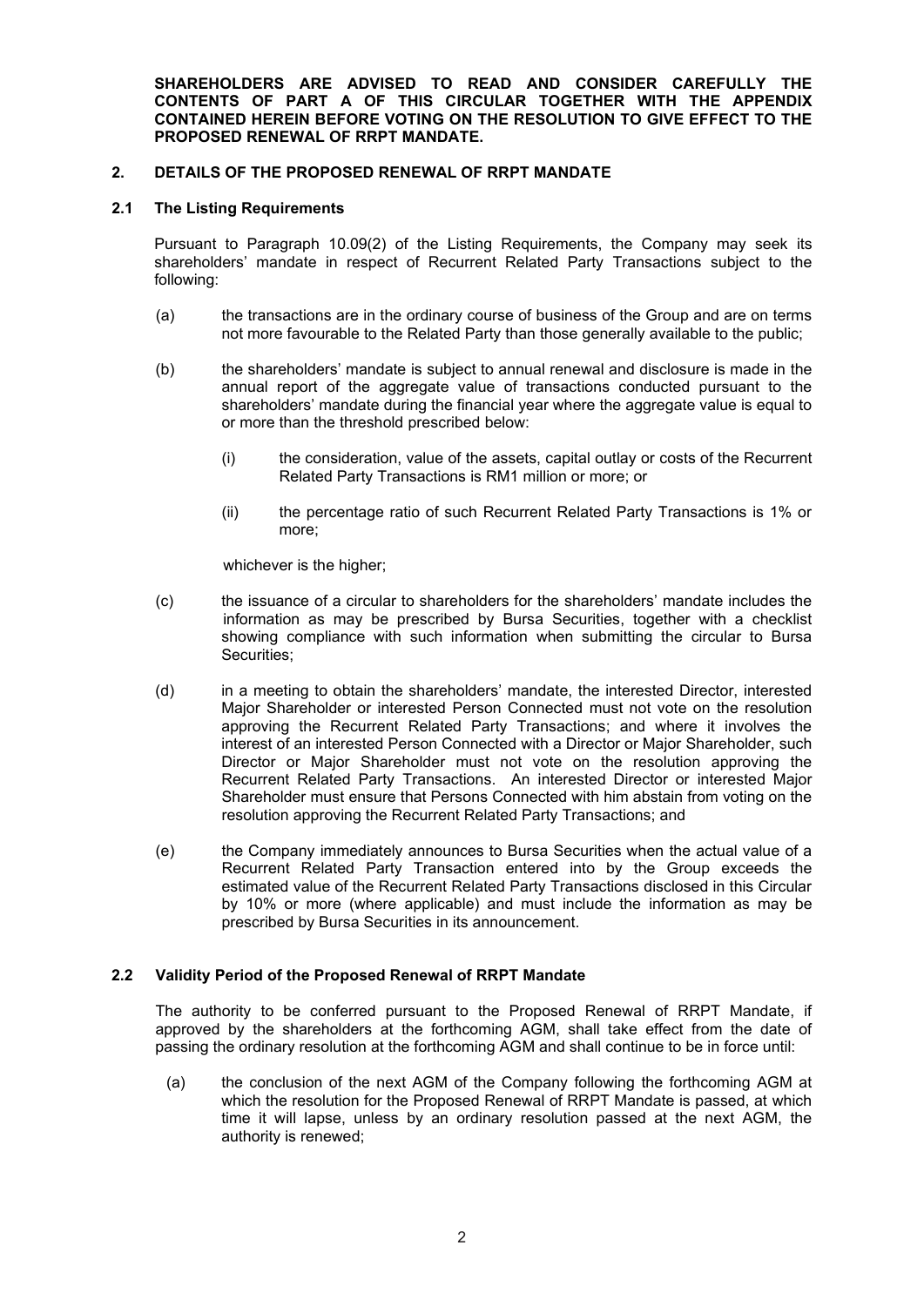**SHAREHOLDERS ARE ADVISED TO READ AND CONSIDER CAREFULLY THE CONTENTS OF PART A OF THIS CIRCULAR TOGETHER WITH THE APPENDIX CONTAINED HEREIN BEFORE VOTING ON THE RESOLUTION TO GIVE EFFECT TO THE PROPOSED RENEWAL OF RRPT MANDATE.**

## 2. DETAILS OF THE PROPOSED RENEWAL OF RRPT MANDATE

### 2.1 The Listing Requirements

Pursuant to Paragraph 10.09(2) of the Listing Requirements, the Company may seek its shareholders' mandate in respect of Recurrent Related Party Transactions subject to the following:

(a) the transactions are in the ordinary course of business of the Group and are on terms not more favourable to the Related Party than those generally available to the public;

(b) the shareholders' mandate is subject to annual renewal and disclosure is made in the annual report of the aggregate value of transactions conducted pursuant to the shareholders' mandate during the financial year where the aggregate value is equal to or more than the threshold prescribed below:

   (i) the consideration, value of the assets, capital outlay or costs of the Recurrent Related Party Transactions is RM1 million or more; or

   (ii) the percentage ratio of such Recurrent Related Party Transactions is 1% or more;

   whichever is the higher;

(c) the issuance of a circular to shareholders for the shareholders' mandate includes the information as may be prescribed by Bursa Securities, together with a checklist showing compliance with such information when submitting the circular to Bursa Securities;

(d) in a meeting to obtain the shareholders' mandate, the interested Director, interested Major Shareholder or interested Person Connected must not vote on the resolution approving the Recurrent Related Party Transactions; and where it involves the interest of an interested Person Connected with a Director or Major Shareholder, such Director or Major Shareholder must not vote on the resolution approving the Recurrent Related Party Transactions. An interested Director or interested Major Shareholder must ensure that Persons Connected with him abstain from voting on the resolution approving the Recurrent Related Party Transactions; and

(e) the Company immediately announces to Bursa Securities when the actual value of a Recurrent Related Party Transaction entered into by the Group exceeds the estimated value of the Recurrent Related Party Transactions disclosed in this Circular by 10% or more (where applicable) and must include the information as may be prescribed by Bursa Securities in its announcement.

### 2.2 Validity Period of the Proposed Renewal of RRPT Mandate

The authority to be conferred pursuant to the Proposed Renewal of RRPT Mandate, if approved by the shareholders at the forthcoming AGM, shall take effect from the date of passing the ordinary resolution at the forthcoming AGM and shall continue to be in force until:

(a) the conclusion of the next AGM of the Company following the forthcoming AGM at which the resolution for the Proposed Renewal of RRPT Mandate is passed, at which time it will lapse, unless by an ordinary resolution passed at the next AGM, the authority is renewed;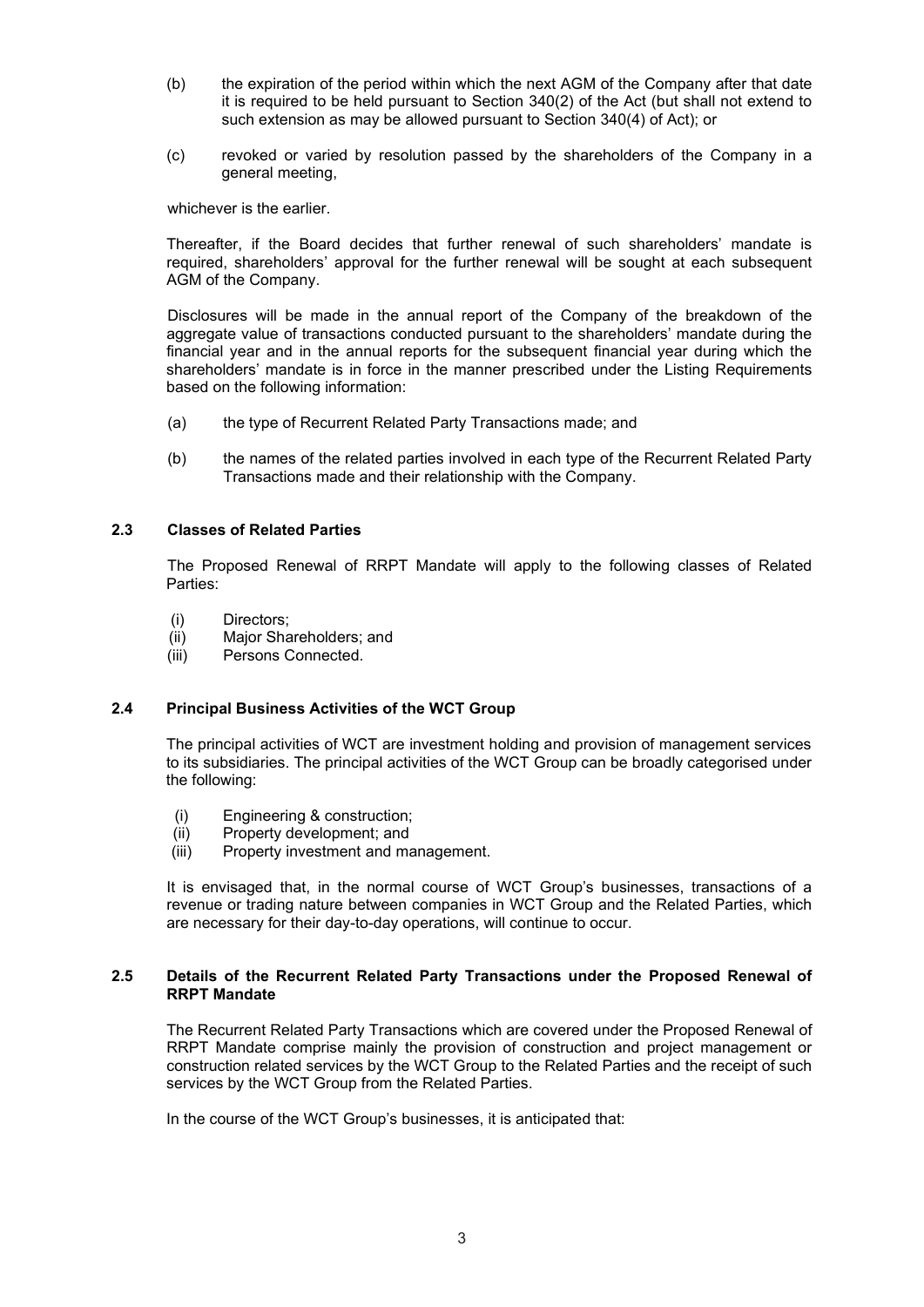(b) the expiration of the period within which the next AGM of the Company after that date it is required to be held pursuant to Section 340(2) of the Act (but shall not extend to such extension as may be allowed pursuant to Section 340(4) of Act); or

(c) revoked or varied by resolution passed by the shareholders of the Company in a general meeting,

whichever is the earlier.

Thereafter, if the Board decides that further renewal of such shareholders' mandate is required, shareholders' approval for the further renewal will be sought at each subsequent AGM of the Company.

Disclosures will be made in the annual report of the Company of the breakdown of the aggregate value of transactions conducted pursuant to the shareholders' mandate during the financial year and in the annual reports for the subsequent financial year during which the shareholders' mandate is in force in the manner prescribed under the Listing Requirements based on the following information:

(a) the type of Recurrent Related Party Transactions made; and

(b) the names of the related parties involved in each type of the Recurrent Related Party Transactions made and their relationship with the Company.

### 2.3 Classes of Related Parties

The Proposed Renewal of RRPT Mandate will apply to the following classes of Related Parties:

(i) Directors;
(ii) Major Shareholders; and
(iii) Persons Connected.

### 2.4 Principal Business Activities of the WCT Group

The principal activities of WCT are investment holding and provision of management services to its subsidiaries. The principal activities of the WCT Group can be broadly categorised under the following:

(i) Engineering & construction;
(ii) Property development; and
(iii) Property investment and management.

It is envisaged that, in the normal course of WCT Group's businesses, transactions of a revenue or trading nature between companies in WCT Group and the Related Parties, which are necessary for their day-to-day operations, will continue to occur.

### 2.5 Details of the Recurrent Related Party Transactions under the Proposed Renewal of RRPT Mandate

The Recurrent Related Party Transactions which are covered under the Proposed Renewal of RRPT Mandate comprise mainly the provision of construction and project management or construction related services by the WCT Group to the Related Parties and the receipt of such services by the WCT Group from the Related Parties.

In the course of the WCT Group's businesses, it is anticipated that: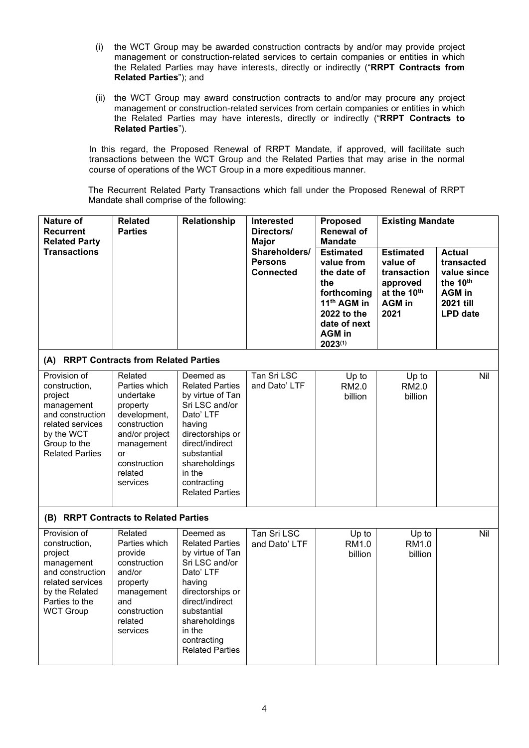(i) the WCT Group may be awarded construction contracts by and/or may provide project management or construction-related services to certain companies or entities in which the Related Parties may have interests, directly or indirectly ("**RRPT Contracts from Related Parties**"); and

(ii) the WCT Group may award construction contracts to and/or may procure any project management or construction-related services from certain companies or entities in which the Related Parties may have interests, directly or indirectly ("**RRPT Contracts to Related Parties**").

In this regard, the Proposed Renewal of RRPT Mandate, if approved, will facilitate such transactions between the WCT Group and the Related Parties that may arise in the normal course of operations of the WCT Group in a more expeditious manner.

The Recurrent Related Party Transactions which fall under the Proposed Renewal of RRPT Mandate shall comprise of the following:

| **Nature of Recurrent Related Party Transactions** | **Related Parties** | **Relationship** | **Interested Directors/ Major Shareholders/ Persons Connected** | **Proposed Renewal of Mandate** | **Existing Mandate** | |
|---|---|---|---|---|---|---|
| | | | | **Estimated value from the date of the forthcoming 11th AGM in 2022 to the date of next AGM in 2023**[(1)] | **Estimated value of transaction approved at the 10th AGM in 2021** | **Actual transacted value since the 10th AGM in 2021 till LPD date** |
| **(A) RRPT Contracts from Related Parties** | | | | | | |
| Provision of construction, project management and construction related services by the WCT Group to the Related Parties | Related Parties which undertake property development, construction and/or project management or construction related services | Deemed as Related Parties by virtue of Tan Sri LSC and/or Dato' LTF having directorships or direct/indirect substantial shareholdings in the contracting Related Parties | Tan Sri LSC and Dato' LTF | Up to RM2.0 billion | Up to RM2.0 billion | Nil |
| **(B) RRPT Contracts to Related Parties** | | | | | | |
| Provision of construction, project management and construction related services by the Related Parties to the WCT Group | Related Parties which provide construction and/or property management and construction related services | Deemed as Related Parties by virtue of Tan Sri LSC and/or Dato' LTF having directorships or direct/indirect substantial shareholdings in the contracting Related Parties | Tan Sri LSC and Dato' LTF | Up to RM1.0 billion | Up to RM1.0 billion | Nil |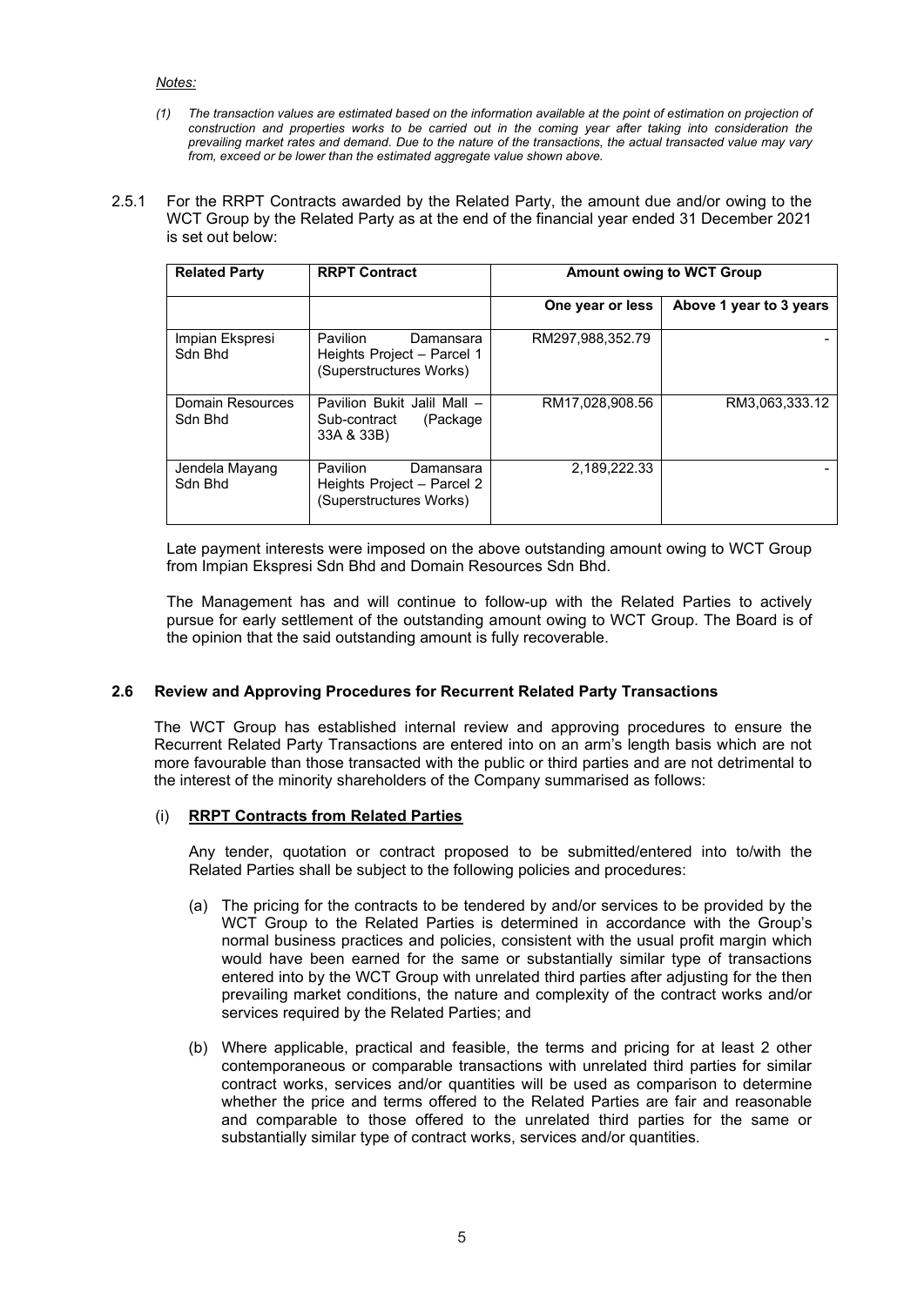*Notes:*

*(1) The transaction values are estimated based on the information available at the point of estimation on projection of construction and properties works to be carried out in the coming year after taking into consideration the prevailing market rates and demand. Due to the nature of the transactions, the actual transacted value may vary from, exceed or be lower than the estimated aggregate value shown above.*

2.5.1 For the RRPT Contracts awarded by the Related Party, the amount due and/or owing to the WCT Group by the Related Party as at the end of the financial year ended 31 December 2021 is set out below:

| **Related Party** | **RRPT Contract** | **Amount owing to WCT Group** | |
|---|---|---|---|
| | | **One year or less** | **Above 1 year to 3 years** |
| Impian Ekspresi Sdn Bhd | Pavilion Damansara Heights Project – Parcel 1 (Superstructures Works) | RM297,988,352.79 | - |
| Domain Resources Sdn Bhd | Pavilion Bukit Jalil Mall – Sub-contract (Package 33A & 33B) | RM17,028,908.56 | RM3,063,333.12 |
| Jendela Mayang Sdn Bhd | Pavilion Damansara Heights Project – Parcel 2 (Superstructures Works) | 2,189,222.33 | - |

Late payment interests were imposed on the above outstanding amount owing to WCT Group from Impian Ekspresi Sdn Bhd and Domain Resources Sdn Bhd.

The Management has and will continue to follow-up with the Related Parties to actively pursue for early settlement of the outstanding amount owing to WCT Group. The Board is of the opinion that the said outstanding amount is fully recoverable.

### 2.6 Review and Approving Procedures for Recurrent Related Party Transactions

The WCT Group has established internal review and approving procedures to ensure the Recurrent Related Party Transactions are entered into on an arm's length basis which are not more favourable than those transacted with the public or third parties and are not detrimental to the interest of the minority shareholders of the Company summarised as follows:

(i) **RRPT Contracts from Related Parties**

Any tender, quotation or contract proposed to be submitted/entered into to/with the Related Parties shall be subject to the following policies and procedures:

(a) The pricing for the contracts to be tendered by and/or services to be provided by the WCT Group to the Related Parties is determined in accordance with the Group's normal business practices and policies, consistent with the usual profit margin which would have been earned for the same or substantially similar type of transactions entered into by the WCT Group with unrelated third parties after adjusting for the then prevailing market conditions, the nature and complexity of the contract works and/or services required by the Related Parties; and

(b) Where applicable, practical and feasible, the terms and pricing for at least 2 other contemporaneous or comparable transactions with unrelated third parties for similar contract works, services and/or quantities will be used as comparison to determine whether the price and terms offered to the Related Parties are fair and reasonable and comparable to those offered to the unrelated third parties for the same or substantially similar type of contract works, services and/or quantities.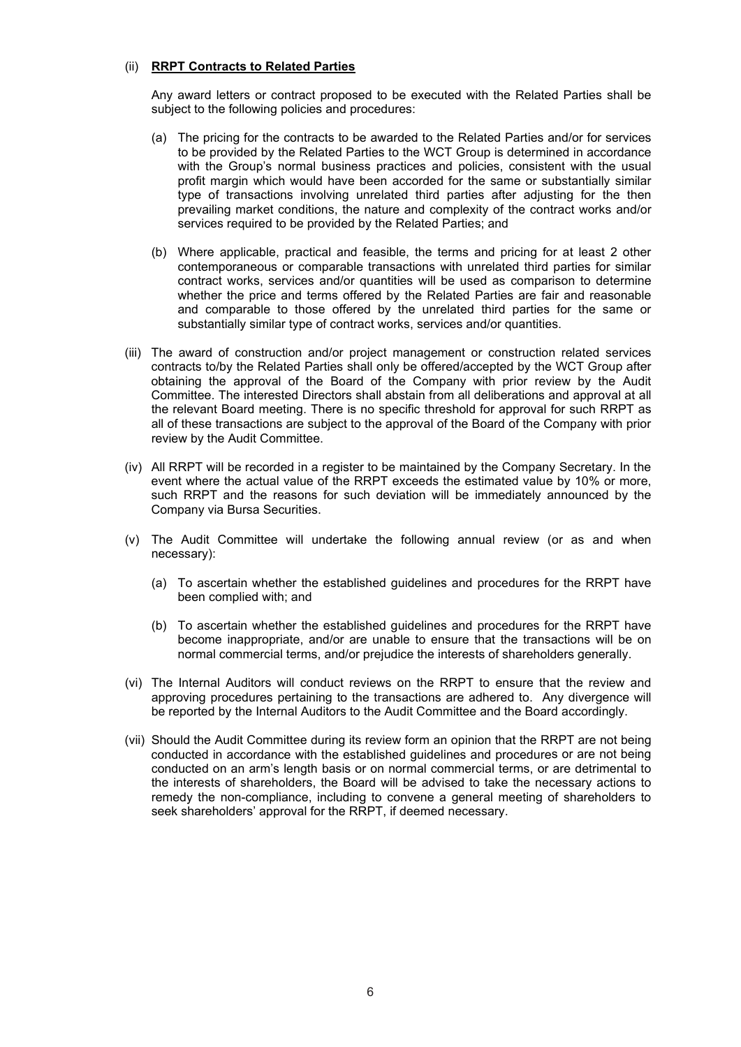(ii) **RRPT Contracts to Related Parties**

Any award letters or contract proposed to be executed with the Related Parties shall be subject to the following policies and procedures:

(a) The pricing for the contracts to be awarded to the Related Parties and/or for services to be provided by the Related Parties to the WCT Group is determined in accordance with the Group's normal business practices and policies, consistent with the usual profit margin which would have been accorded for the same or substantially similar type of transactions involving unrelated third parties after adjusting for the then prevailing market conditions, the nature and complexity of the contract works and/or services required to be provided by the Related Parties; and

(b) Where applicable, practical and feasible, the terms and pricing for at least 2 other contemporaneous or comparable transactions with unrelated third parties for similar contract works, services and/or quantities will be used as comparison to determine whether the price and terms offered by the Related Parties are fair and reasonable and comparable to those offered by the unrelated third parties for the same or substantially similar type of contract works, services and/or quantities.

(iii) The award of construction and/or project management or construction related services contracts to/by the Related Parties shall only be offered/accepted by the WCT Group after obtaining the approval of the Board of the Company with prior review by the Audit Committee. The interested Directors shall abstain from all deliberations and approval at all the relevant Board meeting. There is no specific threshold for approval for such RRPT as all of these transactions are subject to the approval of the Board of the Company with prior review by the Audit Committee.

(iv) All RRPT will be recorded in a register to be maintained by the Company Secretary. In the event where the actual value of the RRPT exceeds the estimated value by 10% or more, such RRPT and the reasons for such deviation will be immediately announced by the Company via Bursa Securities.

(v) The Audit Committee will undertake the following annual review (or as and when necessary):

(a) To ascertain whether the established guidelines and procedures for the RRPT have been complied with; and

(b) To ascertain whether the established guidelines and procedures for the RRPT have become inappropriate, and/or are unable to ensure that the transactions will be on normal commercial terms, and/or prejudice the interests of shareholders generally.

(vi) The Internal Auditors will conduct reviews on the RRPT to ensure that the review and approving procedures pertaining to the transactions are adhered to. Any divergence will be reported by the Internal Auditors to the Audit Committee and the Board accordingly.

(vii) Should the Audit Committee during its review form an opinion that the RRPT are not being conducted in accordance with the established guidelines and procedures or are not being conducted on an arm's length basis or on normal commercial terms, or are detrimental to the interests of shareholders, the Board will be advised to take the necessary actions to remedy the non-compliance, including to convene a general meeting of shareholders to seek shareholders' approval for the RRPT, if deemed necessary.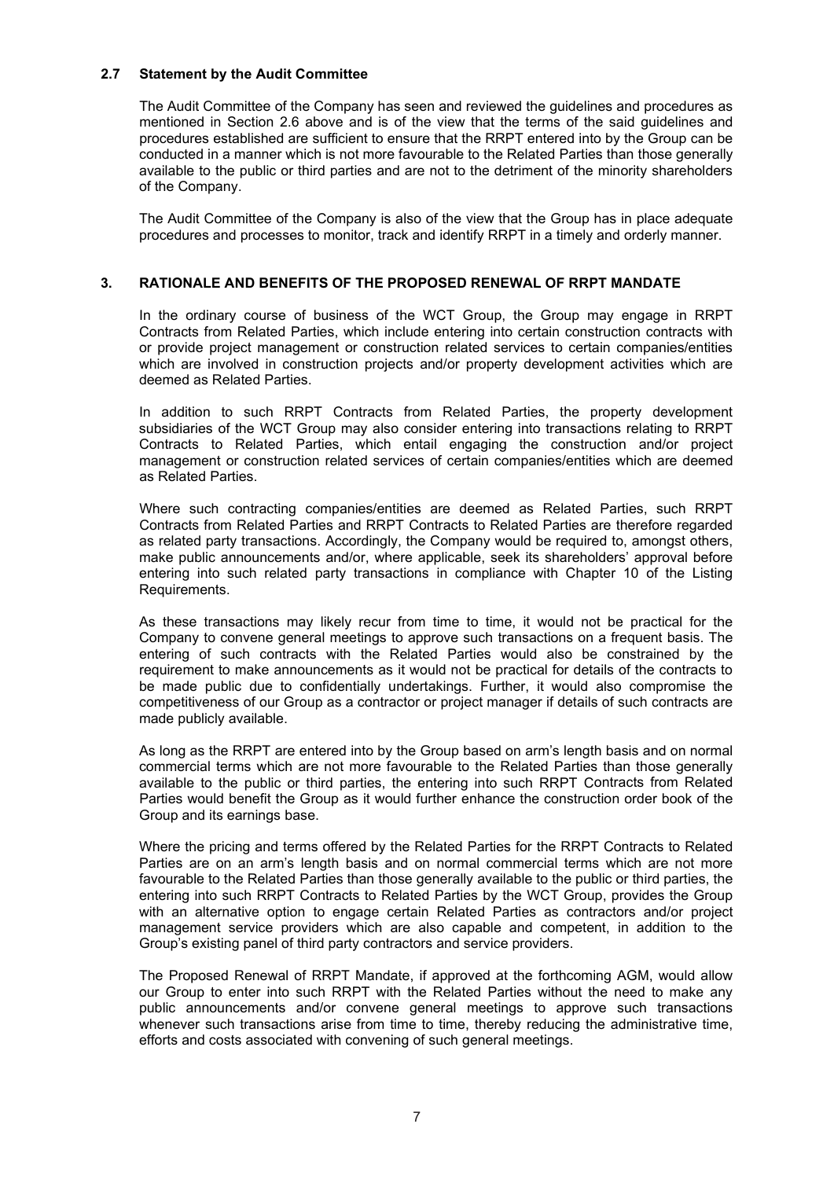### 2.7 Statement by the Audit Committee

The Audit Committee of the Company has seen and reviewed the guidelines and procedures as mentioned in Section 2.6 above and is of the view that the terms of the said guidelines and procedures established are sufficient to ensure that the RRPT entered into by the Group can be conducted in a manner which is not more favourable to the Related Parties than those generally available to the public or third parties and are not to the detriment of the minority shareholders of the Company.

The Audit Committee of the Company is also of the view that the Group has in place adequate procedures and processes to monitor, track and identify RRPT in a timely and orderly manner.

## 3. RATIONALE AND BENEFITS OF THE PROPOSED RENEWAL OF RRPT MANDATE

In the ordinary course of business of the WCT Group, the Group may engage in RRPT Contracts from Related Parties, which include entering into certain construction contracts with or provide project management or construction related services to certain companies/entities which are involved in construction projects and/or property development activities which are deemed as Related Parties.

In addition to such RRPT Contracts from Related Parties, the property development subsidiaries of the WCT Group may also consider entering into transactions relating to RRPT Contracts to Related Parties, which entail engaging the construction and/or project management or construction related services of certain companies/entities which are deemed as Related Parties.

Where such contracting companies/entities are deemed as Related Parties, such RRPT Contracts from Related Parties and RRPT Contracts to Related Parties are therefore regarded as related party transactions. Accordingly, the Company would be required to, amongst others, make public announcements and/or, where applicable, seek its shareholders' approval before entering into such related party transactions in compliance with Chapter 10 of the Listing Requirements.

As these transactions may likely recur from time to time, it would not be practical for the Company to convene general meetings to approve such transactions on a frequent basis. The entering of such contracts with the Related Parties would also be constrained by the requirement to make announcements as it would not be practical for details of the contracts to be made public due to confidentially undertakings. Further, it would also compromise the competitiveness of our Group as a contractor or project manager if details of such contracts are made publicly available.

As long as the RRPT are entered into by the Group based on arm's length basis and on normal commercial terms which are not more favourable to the Related Parties than those generally available to the public or third parties, the entering into such RRPT Contracts from Related Parties would benefit the Group as it would further enhance the construction order book of the Group and its earnings base.

Where the pricing and terms offered by the Related Parties for the RRPT Contracts to Related Parties are on an arm's length basis and on normal commercial terms which are not more favourable to the Related Parties than those generally available to the public or third parties, the entering into such RRPT Contracts to Related Parties by the WCT Group, provides the Group with an alternative option to engage certain Related Parties as contractors and/or project management service providers which are also capable and competent, in addition to the Group's existing panel of third party contractors and service providers.

The Proposed Renewal of RRPT Mandate, if approved at the forthcoming AGM, would allow our Group to enter into such RRPT with the Related Parties without the need to make any public announcements and/or convene general meetings to approve such transactions whenever such transactions arise from time to time, thereby reducing the administrative time, efforts and costs associated with convening of such general meetings.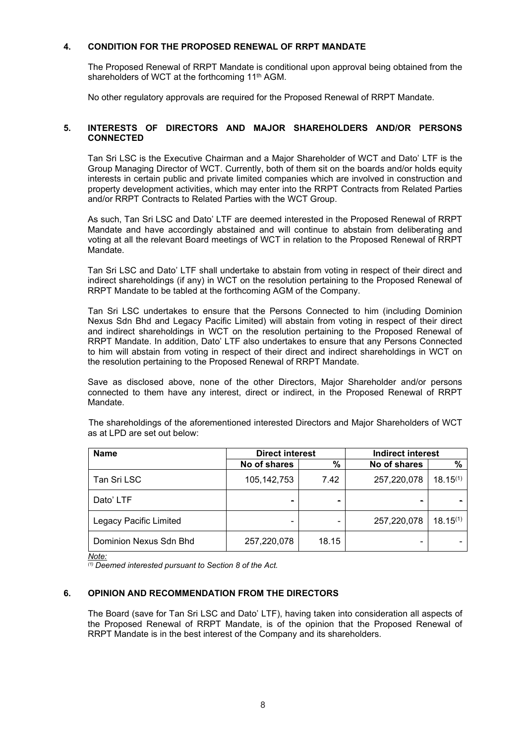## 4. CONDITION FOR THE PROPOSED RENEWAL OF RRPT MANDATE

The Proposed Renewal of RRPT Mandate is conditional upon approval being obtained from the shareholders of WCT at the forthcoming 11th AGM.

No other regulatory approvals are required for the Proposed Renewal of RRPT Mandate.

## 5. INTERESTS OF DIRECTORS AND MAJOR SHAREHOLDERS AND/OR PERSONS CONNECTED

Tan Sri LSC is the Executive Chairman and a Major Shareholder of WCT and Dato' LTF is the Group Managing Director of WCT. Currently, both of them sit on the boards and/or holds equity interests in certain public and private limited companies which are involved in construction and property development activities, which may enter into the RRPT Contracts from Related Parties and/or RRPT Contracts to Related Parties with the WCT Group.

As such, Tan Sri LSC and Dato' LTF are deemed interested in the Proposed Renewal of RRPT Mandate and have accordingly abstained and will continue to abstain from deliberating and voting at all the relevant Board meetings of WCT in relation to the Proposed Renewal of RRPT Mandate.

Tan Sri LSC and Dato' LTF shall undertake to abstain from voting in respect of their direct and indirect shareholdings (if any) in WCT on the resolution pertaining to the Proposed Renewal of RRPT Mandate to be tabled at the forthcoming AGM of the Company.

Tan Sri LSC undertakes to ensure that the Persons Connected to him (including Dominion Nexus Sdn Bhd and Legacy Pacific Limited) will abstain from voting in respect of their direct and indirect shareholdings in WCT on the resolution pertaining to the Proposed Renewal of RRPT Mandate. In addition, Dato' LTF also undertakes to ensure that any Persons Connected to him will abstain from voting in respect of their direct and indirect shareholdings in WCT on the resolution pertaining to the Proposed Renewal of RRPT Mandate.

Save as disclosed above, none of the other Directors, Major Shareholder and/or persons connected to them have any interest, direct or indirect, in the Proposed Renewal of RRPT Mandate.

The shareholdings of the aforementioned interested Directors and Major Shareholders of WCT as at LPD are set out below:

| Name | Direct interest | | Indirect interest | |
|---|---|---|---|---|
| | No of shares | % | No of shares | % |
| Tan Sri LSC | 105,142,753 | 7.42 | 257,220,078 | 18.15(1) |
| Dato' LTF | - | - | - | - |
| Legacy Pacific Limited | - | - | 257,220,078 | 18.15(1) |
| Dominion Nexus Sdn Bhd | 257,220,078 | 18.15 | - | - |

*Note:*
*(1) Deemed interested pursuant to Section 8 of the Act.*

## 6. OPINION AND RECOMMENDATION FROM THE DIRECTORS

The Board (save for Tan Sri LSC and Dato' LTF), having taken into consideration all aspects of the Proposed Renewal of RRPT Mandate, is of the opinion that the Proposed Renewal of RRPT Mandate is in the best interest of the Company and its shareholders.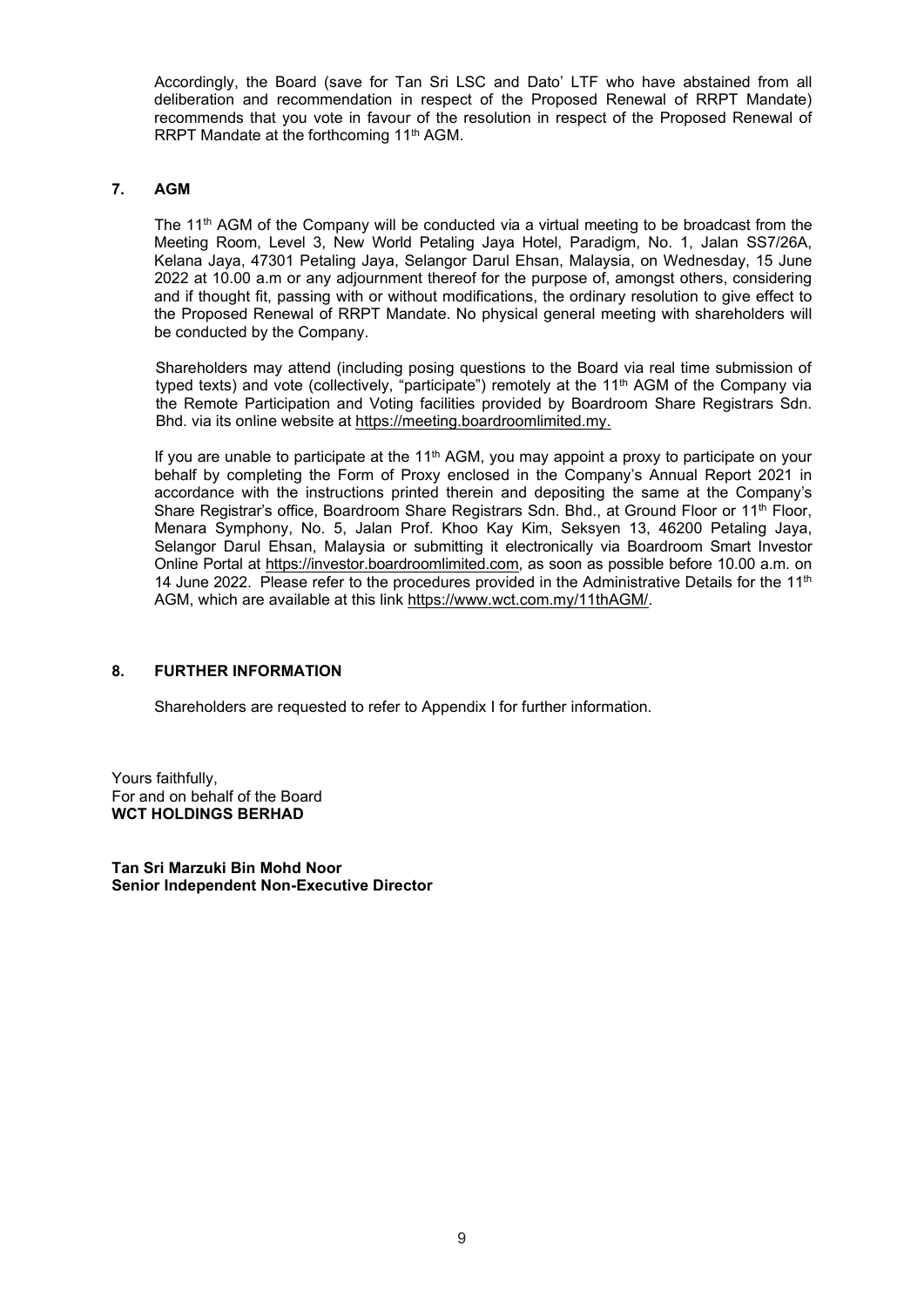Accordingly, the Board (save for Tan Sri LSC and Dato' LTF who have abstained from all deliberation and recommendation in respect of the Proposed Renewal of RRPT Mandate) recommends that you vote in favour of the resolution in respect of the Proposed Renewal of RRPT Mandate at the forthcoming 11th AGM.

## 7. AGM

The 11th AGM of the Company will be conducted via a virtual meeting to be broadcast from the Meeting Room, Level 3, New World Petaling Jaya Hotel, Paradigm, No. 1, Jalan SS7/26A, Kelana Jaya, 47301 Petaling Jaya, Selangor Darul Ehsan, Malaysia, on Wednesday, 15 June 2022 at 10.00 a.m or any adjournment thereof for the purpose of, amongst others, considering and if thought fit, passing with or without modifications, the ordinary resolution to give effect to the Proposed Renewal of RRPT Mandate. No physical general meeting with shareholders will be conducted by the Company.

Shareholders may attend (including posing questions to the Board via real time submission of typed texts) and vote (collectively, "participate") remotely at the 11th AGM of the Company via the Remote Participation and Voting facilities provided by Boardroom Share Registrars Sdn. Bhd. via its online website at https://meeting.boardroomlimited.my.

If you are unable to participate at the 11th AGM, you may appoint a proxy to participate on your behalf by completing the Form of Proxy enclosed in the Company's Annual Report 2021 in accordance with the instructions printed therein and depositing the same at the Company's Share Registrar's office, Boardroom Share Registrars Sdn. Bhd., at Ground Floor or 11th Floor, Menara Symphony, No. 5, Jalan Prof. Khoo Kay Kim, Seksyen 13, 46200 Petaling Jaya, Selangor Darul Ehsan, Malaysia or submitting it electronically via Boardroom Smart Investor Online Portal at https://investor.boardroomlimited.com, as soon as possible before 10.00 a.m. on 14 June 2022. Please refer to the procedures provided in the Administrative Details for the 11th AGM, which are available at this link https://www.wct.com.my/11thAGM/.

## 8. FURTHER INFORMATION

Shareholders are requested to refer to Appendix I for further information.

Yours faithfully,
For and on behalf of the Board
**WCT HOLDINGS BERHAD**

**Tan Sri Marzuki Bin Mohd Noor**
**Senior Independent Non-Executive Director**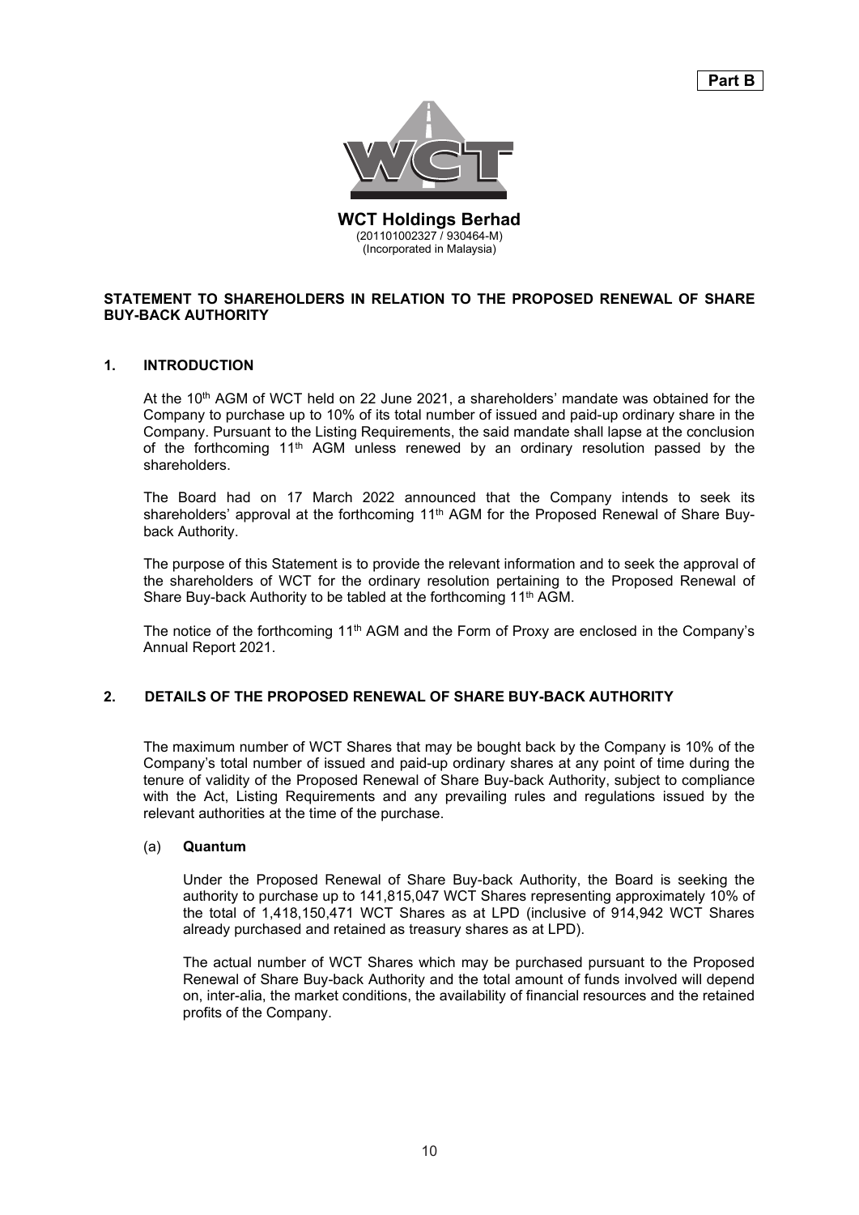**Part B**

**WCT Holdings Berhad**
(201101002327 / 930464-M)
(Incorporated in Malaysia)

**STATEMENT TO SHAREHOLDERS IN RELATION TO THE PROPOSED RENEWAL OF SHARE BUY-BACK AUTHORITY**

## 1. INTRODUCTION

At the 10th AGM of WCT held on 22 June 2021, a shareholders' mandate was obtained for the Company to purchase up to 10% of its total number of issued and paid-up ordinary share in the Company. Pursuant to the Listing Requirements, the said mandate shall lapse at the conclusion of the forthcoming 11th AGM unless renewed by an ordinary resolution passed by the shareholders.

The Board had on 17 March 2022 announced that the Company intends to seek its shareholders' approval at the forthcoming 11th AGM for the Proposed Renewal of Share Buy-back Authority.

The purpose of this Statement is to provide the relevant information and to seek the approval of the shareholders of WCT for the ordinary resolution pertaining to the Proposed Renewal of Share Buy-back Authority to be tabled at the forthcoming 11th AGM.

The notice of the forthcoming 11th AGM and the Form of Proxy are enclosed in the Company's Annual Report 2021.

## 2. DETAILS OF THE PROPOSED RENEWAL OF SHARE BUY-BACK AUTHORITY

The maximum number of WCT Shares that may be bought back by the Company is 10% of the Company's total number of issued and paid-up ordinary shares at any point of time during the tenure of validity of the Proposed Renewal of Share Buy-back Authority, subject to compliance with the Act, Listing Requirements and any prevailing rules and regulations issued by the relevant authorities at the time of the purchase.

### (a) Quantum

Under the Proposed Renewal of Share Buy-back Authority, the Board is seeking the authority to purchase up to 141,815,047 WCT Shares representing approximately 10% of the total of 1,418,150,471 WCT Shares as at LPD (inclusive of 914,942 WCT Shares already purchased and retained as treasury shares as at LPD).

The actual number of WCT Shares which may be purchased pursuant to the Proposed Renewal of Share Buy-back Authority and the total amount of funds involved will depend on, inter-alia, the market conditions, the availability of financial resources and the retained profits of the Company.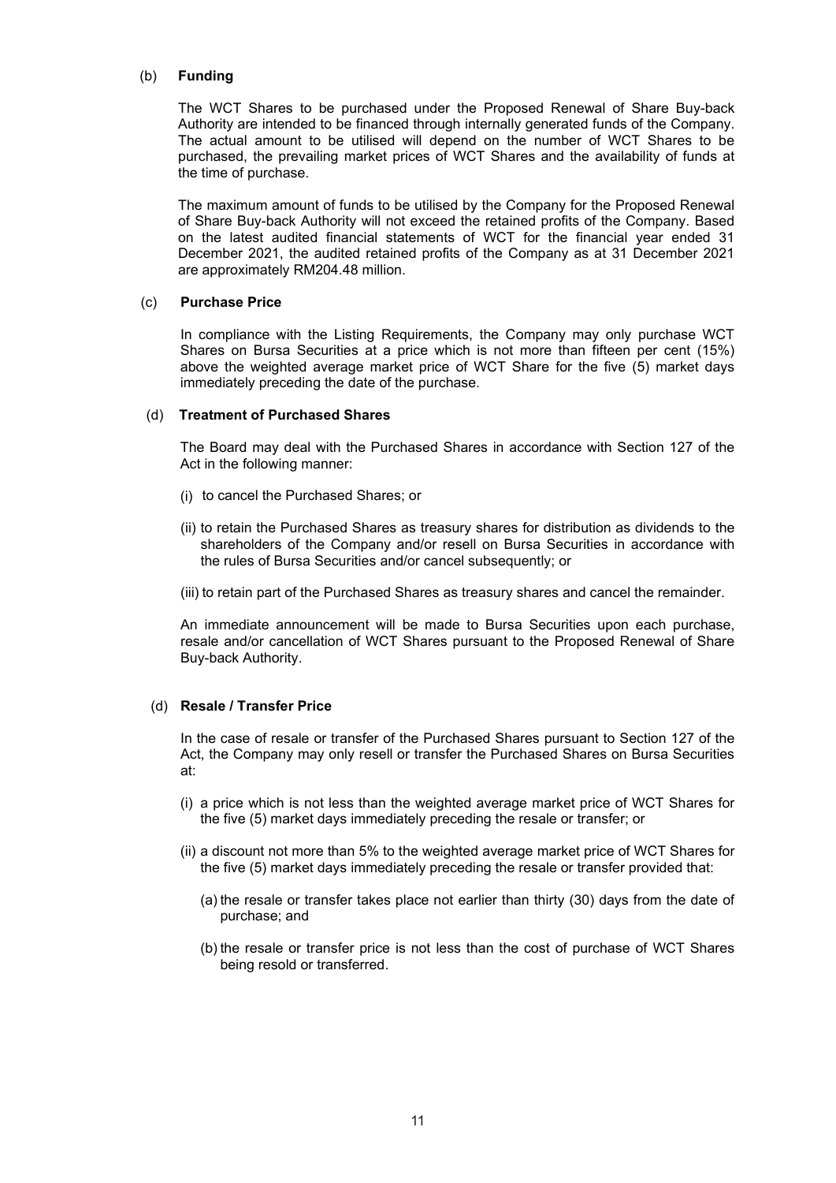(b) **Funding**

The WCT Shares to be purchased under the Proposed Renewal of Share Buy-back Authority are intended to be financed through internally generated funds of the Company. The actual amount to be utilised will depend on the number of WCT Shares to be purchased, the prevailing market prices of WCT Shares and the availability of funds at the time of purchase.

The maximum amount of funds to be utilised by the Company for the Proposed Renewal of Share Buy-back Authority will not exceed the retained profits of the Company. Based on the latest audited financial statements of WCT for the financial year ended 31 December 2021, the audited retained profits of the Company as at 31 December 2021 are approximately RM204.48 million.

(c) **Purchase Price**

In compliance with the Listing Requirements, the Company may only purchase WCT Shares on Bursa Securities at a price which is not more than fifteen per cent (15%) above the weighted average market price of WCT Share for the five (5) market days immediately preceding the date of the purchase.

(d) **Treatment of Purchased Shares**

The Board may deal with the Purchased Shares in accordance with Section 127 of the Act in the following manner:

(i) to cancel the Purchased Shares; or

(ii) to retain the Purchased Shares as treasury shares for distribution as dividends to the shareholders of the Company and/or resell on Bursa Securities in accordance with the rules of Bursa Securities and/or cancel subsequently; or

(iii) to retain part of the Purchased Shares as treasury shares and cancel the remainder.

An immediate announcement will be made to Bursa Securities upon each purchase, resale and/or cancellation of WCT Shares pursuant to the Proposed Renewal of Share Buy-back Authority.

(d) **Resale / Transfer Price**

In the case of resale or transfer of the Purchased Shares pursuant to Section 127 of the Act, the Company may only resell or transfer the Purchased Shares on Bursa Securities at:

(i) a price which is not less than the weighted average market price of WCT Shares for the five (5) market days immediately preceding the resale or transfer; or

(ii) a discount not more than 5% to the weighted average market price of WCT Shares for the five (5) market days immediately preceding the resale or transfer provided that:

(a) the resale or transfer takes place not earlier than thirty (30) days from the date of purchase; and

(b) the resale or transfer price is not less than the cost of purchase of WCT Shares being resold or transferred.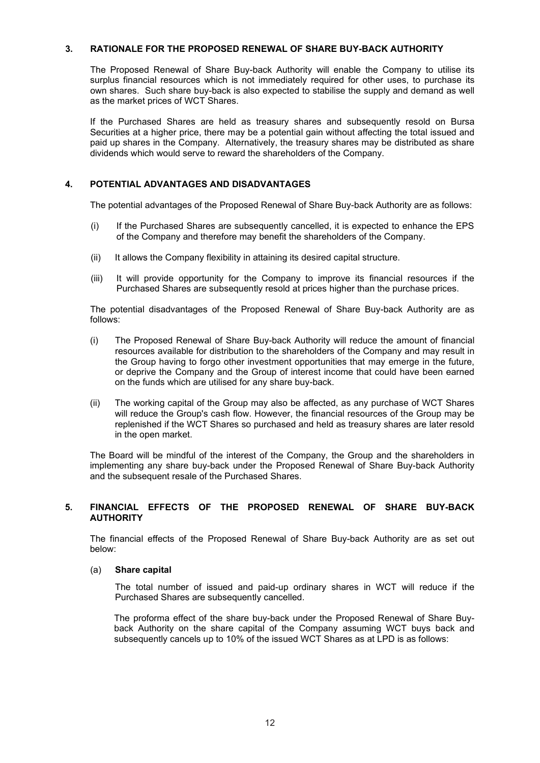## 3. RATIONALE FOR THE PROPOSED RENEWAL OF SHARE BUY-BACK AUTHORITY

The Proposed Renewal of Share Buy-back Authority will enable the Company to utilise its surplus financial resources which is not immediately required for other uses, to purchase its own shares. Such share buy-back is also expected to stabilise the supply and demand as well as the market prices of WCT Shares.

If the Purchased Shares are held as treasury shares and subsequently resold on Bursa Securities at a higher price, there may be a potential gain without affecting the total issued and paid up shares in the Company. Alternatively, the treasury shares may be distributed as share dividends which would serve to reward the shareholders of the Company.

## 4. POTENTIAL ADVANTAGES AND DISADVANTAGES

The potential advantages of the Proposed Renewal of Share Buy-back Authority are as follows:

(i) If the Purchased Shares are subsequently cancelled, it is expected to enhance the EPS of the Company and therefore may benefit the shareholders of the Company.

(ii) It allows the Company flexibility in attaining its desired capital structure.

(iii) It will provide opportunity for the Company to improve its financial resources if the Purchased Shares are subsequently resold at prices higher than the purchase prices.

The potential disadvantages of the Proposed Renewal of Share Buy-back Authority are as follows:

(i) The Proposed Renewal of Share Buy-back Authority will reduce the amount of financial resources available for distribution to the shareholders of the Company and may result in the Group having to forgo other investment opportunities that may emerge in the future, or deprive the Company and the Group of interest income that could have been earned on the funds which are utilised for any share buy-back.

(ii) The working capital of the Group may also be affected, as any purchase of WCT Shares will reduce the Group's cash flow. However, the financial resources of the Group may be replenished if the WCT Shares so purchased and held as treasury shares are later resold in the open market.

The Board will be mindful of the interest of the Company, the Group and the shareholders in implementing any share buy-back under the Proposed Renewal of Share Buy-back Authority and the subsequent resale of the Purchased Shares.

## 5. FINANCIAL EFFECTS OF THE PROPOSED RENEWAL OF SHARE BUY-BACK AUTHORITY

The financial effects of the Proposed Renewal of Share Buy-back Authority are as set out below:

### (a) Share capital

The total number of issued and paid-up ordinary shares in WCT will reduce if the Purchased Shares are subsequently cancelled.

The proforma effect of the share buy-back under the Proposed Renewal of Share Buy-back Authority on the share capital of the Company assuming WCT buys back and subsequently cancels up to 10% of the issued WCT Shares as at LPD is as follows: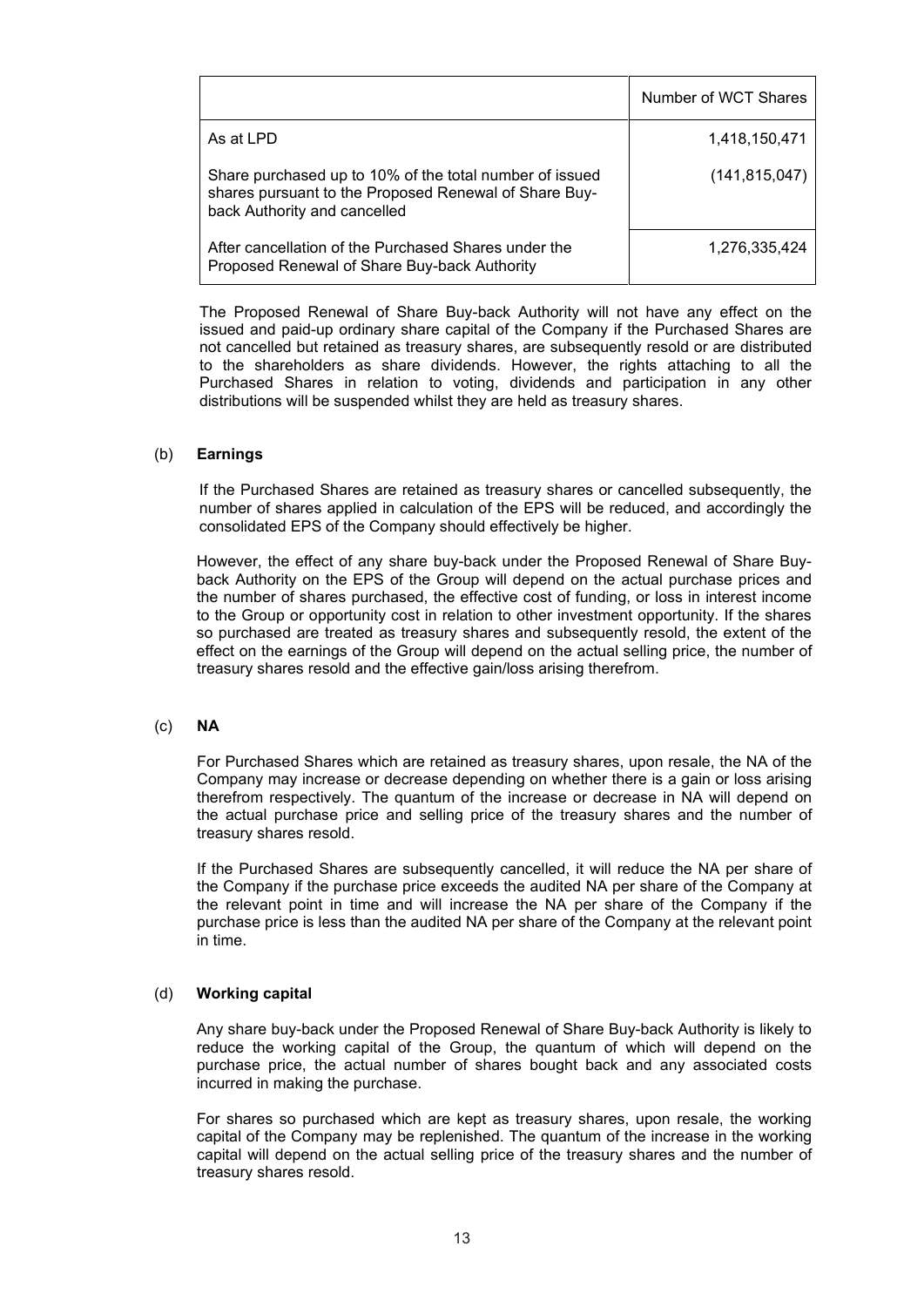| | Number of WCT Shares |
|---|---|
| As at LPD | 1,418,150,471 |
| Share purchased up to 10% of the total number of issued shares pursuant to the Proposed Renewal of Share Buy-back Authority and cancelled | (141,815,047) |
| After cancellation of the Purchased Shares under the Proposed Renewal of Share Buy-back Authority | 1,276,335,424 |

The Proposed Renewal of Share Buy-back Authority will not have any effect on the issued and paid-up ordinary share capital of the Company if the Purchased Shares are not cancelled but retained as treasury shares, are subsequently resold or are distributed to the shareholders as share dividends. However, the rights attaching to all the Purchased Shares in relation to voting, dividends and participation in any other distributions will be suspended whilst they are held as treasury shares.

(b) **Earnings**

If the Purchased Shares are retained as treasury shares or cancelled subsequently, the number of shares applied in calculation of the EPS will be reduced, and accordingly the consolidated EPS of the Company should effectively be higher.

However, the effect of any share buy-back under the Proposed Renewal of Share Buy-back Authority on the EPS of the Group will depend on the actual purchase prices and the number of shares purchased, the effective cost of funding, or loss in interest income to the Group or opportunity cost in relation to other investment opportunity. If the shares so purchased are treated as treasury shares and subsequently resold, the extent of the effect on the earnings of the Group will depend on the actual selling price, the number of treasury shares resold and the effective gain/loss arising therefrom.

(c) **NA**

For Purchased Shares which are retained as treasury shares, upon resale, the NA of the Company may increase or decrease depending on whether there is a gain or loss arising therefrom respectively. The quantum of the increase or decrease in NA will depend on the actual purchase price and selling price of the treasury shares and the number of treasury shares resold.

If the Purchased Shares are subsequently cancelled, it will reduce the NA per share of the Company if the purchase price exceeds the audited NA per share of the Company at the relevant point in time and will increase the NA per share of the Company if the purchase price is less than the audited NA per share of the Company at the relevant point in time.

(d) **Working capital**

Any share buy-back under the Proposed Renewal of Share Buy-back Authority is likely to reduce the working capital of the Group, the quantum of which will depend on the purchase price, the actual number of shares bought back and any associated costs incurred in making the purchase.

For shares so purchased which are kept as treasury shares, upon resale, the working capital of the Company may be replenished. The quantum of the increase in the working capital will depend on the actual selling price of the treasury shares and the number of treasury shares resold.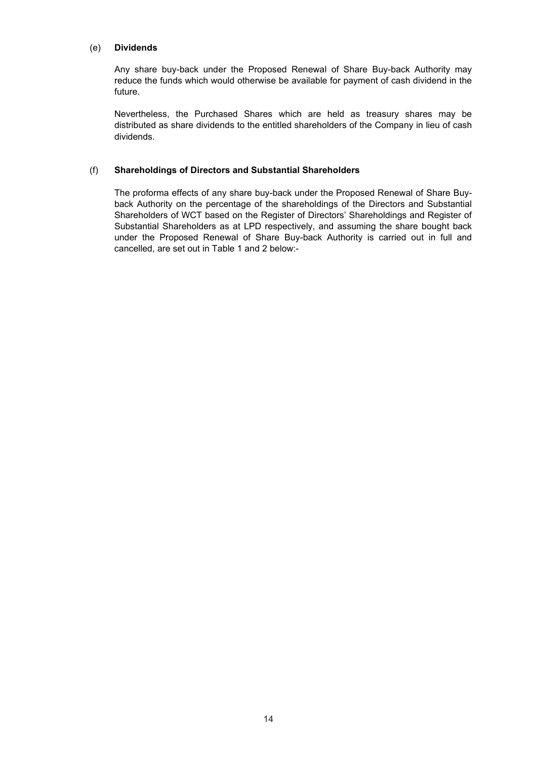(e) **Dividends**

Any share buy-back under the Proposed Renewal of Share Buy-back Authority may reduce the funds which would otherwise be available for payment of cash dividend in the future.

Nevertheless, the Purchased Shares which are held as treasury shares may be distributed as share dividends to the entitled shareholders of the Company in lieu of cash dividends.

(f) **Shareholdings of Directors and Substantial Shareholders**

The proforma effects of any share buy-back under the Proposed Renewal of Share Buy-back Authority on the percentage of the shareholdings of the Directors and Substantial Shareholders of WCT based on the Register of Directors' Shareholdings and Register of Substantial Shareholders as at LPD respectively, and assuming the share bought back under the Proposed Renewal of Share Buy-back Authority is carried out in full and cancelled, are set out in Table 1 and 2 below:-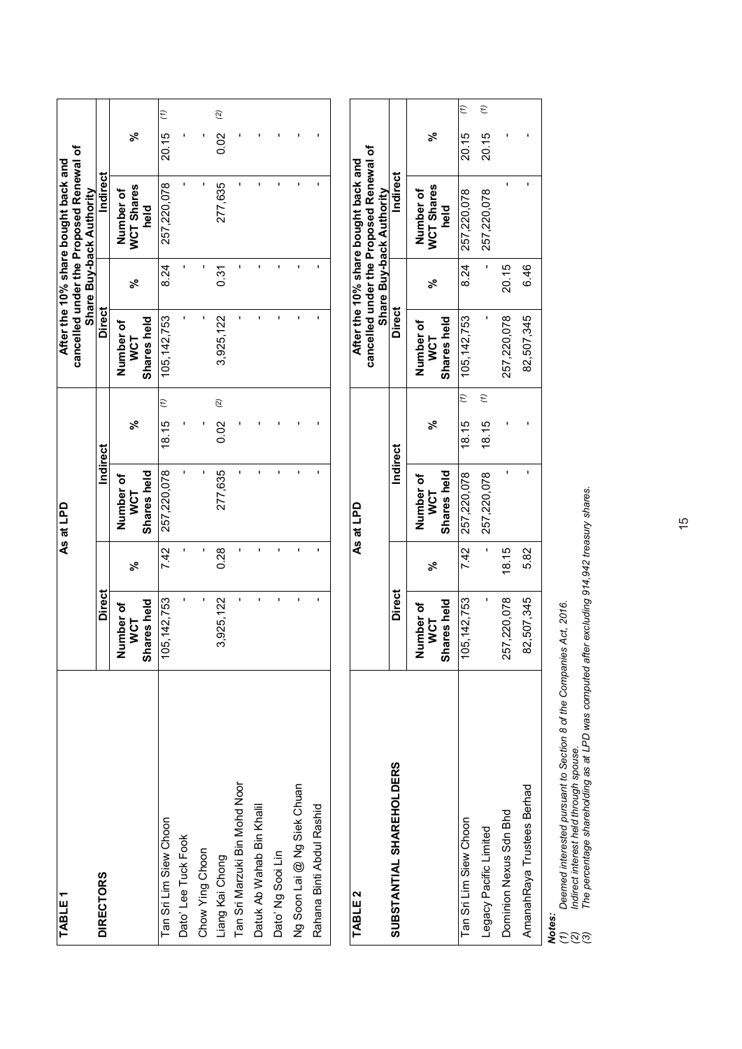**TABLE 1**

| DIRECTORS | As at LPD | | | | After the 10% share bought back and cancelled under the Proposed Renewal of Share Buy-back Authority | | | |
|---|---|---|---|---|---|---|---|---|
| | Direct | | Indirect | | Direct | | Indirect | |
| | Number of WCT Shares held | % | Number of WCT Shares held | % | Number of WCT Shares held | % | Number of WCT Shares held | % |
| Tan Sri Lim Siew Choon | 105,142,753 | 7.42 | 257,220,078 | 18.15 (1) | 105,142,753 | 8.24 | 257,220,078 | 20.15 (1) |
| Dato' Lee Tuck Fook | - | - | - | - | - | - | - | - |
| Chow Ying Choon | - | - | - | - | - | - | - | - |
| Liang Kai Chong | 3,925,122 | 0.28 | 277,635 | 0.02 (2) | 3,925,122 | 0.31 | 277,635 | 0.02 (2) |
| Tan Sri Marzuki Bin Mohd Noor | - | - | - | - | - | - | - | - |
| Datuk Ab Wahab Bin Khalil | - | - | - | - | - | - | - | - |
| Dato' Ng Sooi Lin | - | - | - | - | - | - | - | - |
| Ng Soon Lai @ Ng Siek Chuan | - | - | - | - | - | - | - | - |
| Rahana Binti Abdul Rashid | - | - | - | - | - | - | - | - |

**TABLE 2**

| SUBSTANTIAL SHAREHOLDERS | As at LPD | | | | After the 10% share bought back and cancelled under the Proposed Renewal of Share Buy-back Authority | | | |
|---|---|---|---|---|---|---|---|---|
| | Direct | | Indirect | | Direct | | Indirect | |
| | Number of WCT Shares held | % | Number of WCT Shares held | % | Number of WCT Shares held | % | Number of WCT Shares held | % |
| Tan Sri Lim Siew Choon | 105,142,753 | 7.42 | 257,220,078 | 18.15 (1) | 105,142,753 | 8.24 | 257,220,078 | 20.15 (1) |
| Legacy Pacific Limited | - | - | 257,220,078 | 18.15 (1) | - | - | 257,220,078 | 20.15 (1) |
| Dominion Nexus Sdn Bhd | 257,220,078 | 18.15 | - | - | 257,220,078 | 20.15 | - | - |
| AmanahRaya Trustees Berhad | 82,507,345 | 5.82 | - | - | 82,507,345 | 6.46 | - | - |

***Notes:***

*(1) Deemed interested pursuant to Section 8 of the Companies Act, 2016.*
*(2) Indirect interest held through spouse.*
*(3) The percentage shareholding as at LPD was computed after excluding 914,942 treasury shares.*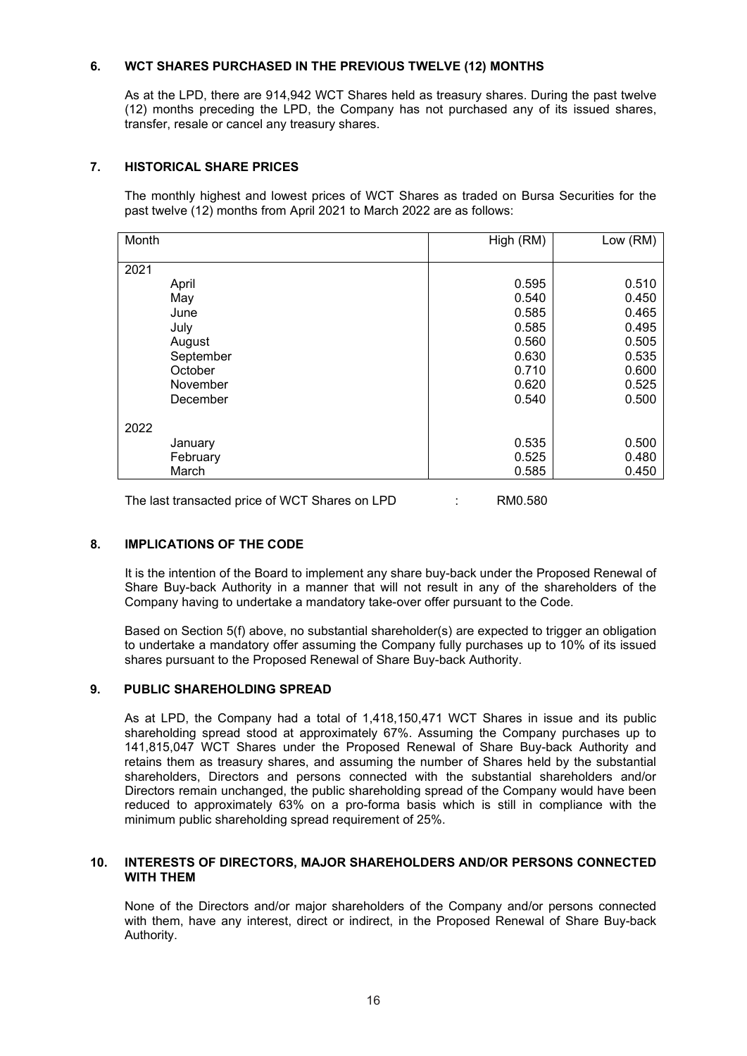## 6. WCT SHARES PURCHASED IN THE PREVIOUS TWELVE (12) MONTHS

As at the LPD, there are 914,942 WCT Shares held as treasury shares. During the past twelve (12) months preceding the LPD, the Company has not purchased any of its issued shares, transfer, resale or cancel any treasury shares.

## 7. HISTORICAL SHARE PRICES

The monthly highest and lowest prices of WCT Shares as traded on Bursa Securities for the past twelve (12) months from April 2021 to March 2022 are as follows:

| Month | High (RM) | Low (RM) |
|---|---|---|
| 2021 | | |
| April | 0.595 | 0.510 |
| May | 0.540 | 0.450 |
| June | 0.585 | 0.465 |
| July | 0.585 | 0.495 |
| August | 0.560 | 0.505 |
| September | 0.630 | 0.535 |
| October | 0.710 | 0.600 |
| November | 0.620 | 0.525 |
| December | 0.540 | 0.500 |
| 2022 | | |
| January | 0.535 | 0.500 |
| February | 0.525 | 0.480 |
| March | 0.585 | 0.450 |

The last transacted price of WCT Shares on LPD : RM0.580

## 8. IMPLICATIONS OF THE CODE

It is the intention of the Board to implement any share buy-back under the Proposed Renewal of Share Buy-back Authority in a manner that will not result in any of the shareholders of the Company having to undertake a mandatory take-over offer pursuant to the Code.

Based on Section 5(f) above, no substantial shareholder(s) are expected to trigger an obligation to undertake a mandatory offer assuming the Company fully purchases up to 10% of its issued shares pursuant to the Proposed Renewal of Share Buy-back Authority.

## 9. PUBLIC SHAREHOLDING SPREAD

As at LPD, the Company had a total of 1,418,150,471 WCT Shares in issue and its public shareholding spread stood at approximately 67%. Assuming the Company purchases up to 141,815,047 WCT Shares under the Proposed Renewal of Share Buy-back Authority and retains them as treasury shares, and assuming the number of Shares held by the substantial shareholders, Directors and persons connected with the substantial shareholders and/or Directors remain unchanged, the public shareholding spread of the Company would have been reduced to approximately 63% on a pro-forma basis which is still in compliance with the minimum public shareholding spread requirement of 25%.

## 10. INTERESTS OF DIRECTORS, MAJOR SHAREHOLDERS AND/OR PERSONS CONNECTED WITH THEM

None of the Directors and/or major shareholders of the Company and/or persons connected with them, have any interest, direct or indirect, in the Proposed Renewal of Share Buy-back Authority.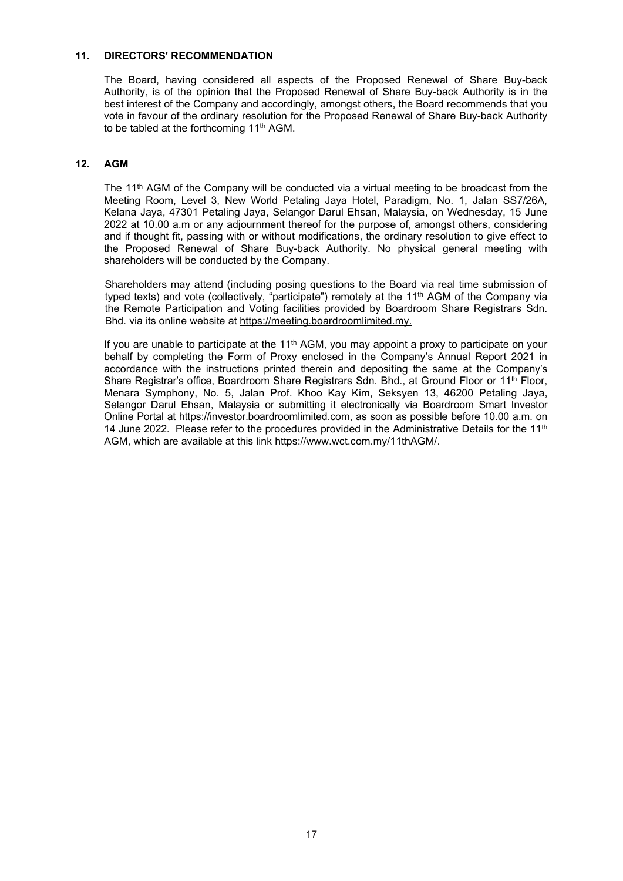## 11. DIRECTORS' RECOMMENDATION

The Board, having considered all aspects of the Proposed Renewal of Share Buy-back Authority, is of the opinion that the Proposed Renewal of Share Buy-back Authority is in the best interest of the Company and accordingly, amongst others, the Board recommends that you vote in favour of the ordinary resolution for the Proposed Renewal of Share Buy-back Authority to be tabled at the forthcoming 11th AGM.

## 12. AGM

The 11th AGM of the Company will be conducted via a virtual meeting to be broadcast from the Meeting Room, Level 3, New World Petaling Jaya Hotel, Paradigm, No. 1, Jalan SS7/26A, Kelana Jaya, 47301 Petaling Jaya, Selangor Darul Ehsan, Malaysia, on Wednesday, 15 June 2022 at 10.00 a.m or any adjournment thereof for the purpose of, amongst others, considering and if thought fit, passing with or without modifications, the ordinary resolution to give effect to the Proposed Renewal of Share Buy-back Authority. No physical general meeting with shareholders will be conducted by the Company.

Shareholders may attend (including posing questions to the Board via real time submission of typed texts) and vote (collectively, "participate") remotely at the 11th AGM of the Company via the Remote Participation and Voting facilities provided by Boardroom Share Registrars Sdn. Bhd. via its online website at https://meeting.boardroomlimited.my.

If you are unable to participate at the 11th AGM, you may appoint a proxy to participate on your behalf by completing the Form of Proxy enclosed in the Company's Annual Report 2021 in accordance with the instructions printed therein and depositing the same at the Company's Share Registrar's office, Boardroom Share Registrars Sdn. Bhd., at Ground Floor or 11th Floor, Menara Symphony, No. 5, Jalan Prof. Khoo Kay Kim, Seksyen 13, 46200 Petaling Jaya, Selangor Darul Ehsan, Malaysia or submitting it electronically via Boardroom Smart Investor Online Portal at https://investor.boardroomlimited.com, as soon as possible before 10.00 a.m. on 14 June 2022. Please refer to the procedures provided in the Administrative Details for the 11th AGM, which are available at this link https://www.wct.com.my/11thAGM/.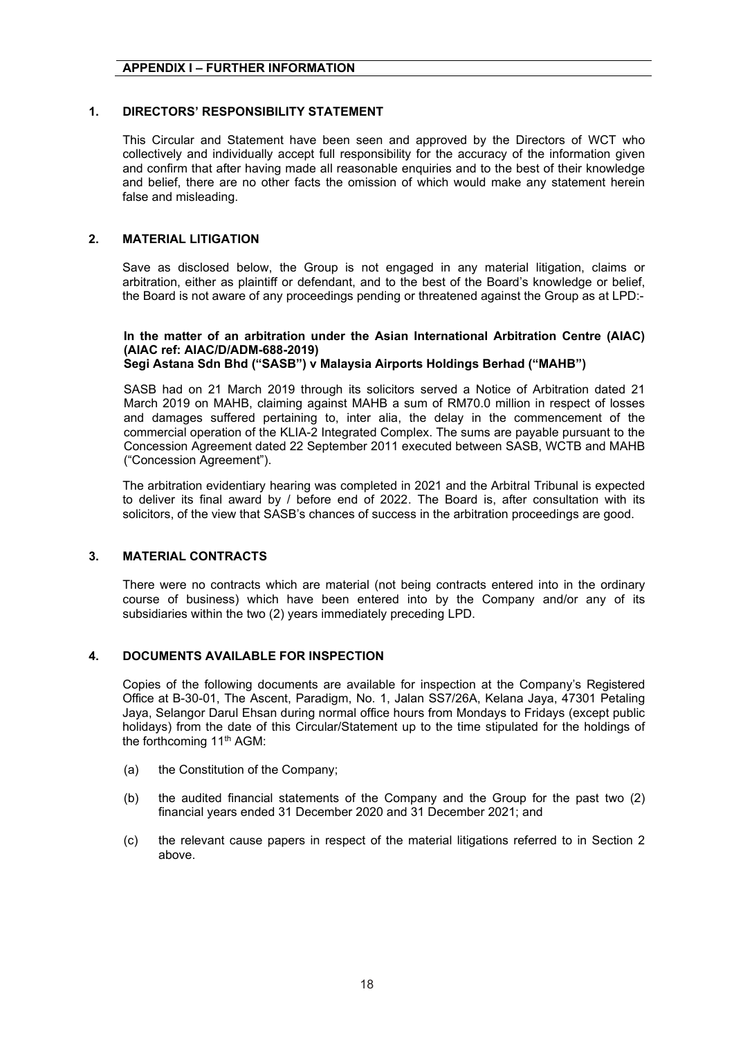## APPENDIX I – FURTHER INFORMATION

### 1. DIRECTORS' RESPONSIBILITY STATEMENT

This Circular and Statement have been seen and approved by the Directors of WCT who collectively and individually accept full responsibility for the accuracy of the information given and confirm that after having made all reasonable enquiries and to the best of their knowledge and belief, there are no other facts the omission of which would make any statement herein false and misleading.

### 2. MATERIAL LITIGATION

Save as disclosed below, the Group is not engaged in any material litigation, claims or arbitration, either as plaintiff or defendant, and to the best of the Board's knowledge or belief, the Board is not aware of any proceedings pending or threatened against the Group as at LPD:-

**In the matter of an arbitration under the Asian International Arbitration Centre (AIAC) (AIAC ref: AIAC/D/ADM-688-2019)**
**Segi Astana Sdn Bhd ("SASB") v Malaysia Airports Holdings Berhad ("MAHB")**

SASB had on 21 March 2019 through its solicitors served a Notice of Arbitration dated 21 March 2019 on MAHB, claiming against MAHB a sum of RM70.0 million in respect of losses and damages suffered pertaining to, inter alia, the delay in the commencement of the commercial operation of the KLIA-2 Integrated Complex. The sums are payable pursuant to the Concession Agreement dated 22 September 2011 executed between SASB, WCTB and MAHB ("Concession Agreement").

The arbitration evidentiary hearing was completed in 2021 and the Arbitral Tribunal is expected to deliver its final award by / before end of 2022. The Board is, after consultation with its solicitors, of the view that SASB's chances of success in the arbitration proceedings are good.

### 3. MATERIAL CONTRACTS

There were no contracts which are material (not being contracts entered into in the ordinary course of business) which have been entered into by the Company and/or any of its subsidiaries within the two (2) years immediately preceding LPD.

### 4. DOCUMENTS AVAILABLE FOR INSPECTION

Copies of the following documents are available for inspection at the Company's Registered Office at B-30-01, The Ascent, Paradigm, No. 1, Jalan SS7/26A, Kelana Jaya, 47301 Petaling Jaya, Selangor Darul Ehsan during normal office hours from Mondays to Fridays (except public holidays) from the date of this Circular/Statement up to the time stipulated for the holdings of the forthcoming 11th AGM:

(a) the Constitution of the Company;

(b) the audited financial statements of the Company and the Group for the past two (2) financial years ended 31 December 2020 and 31 December 2021; and

(c) the relevant cause papers in respect of the material litigations referred to in Section 2 above.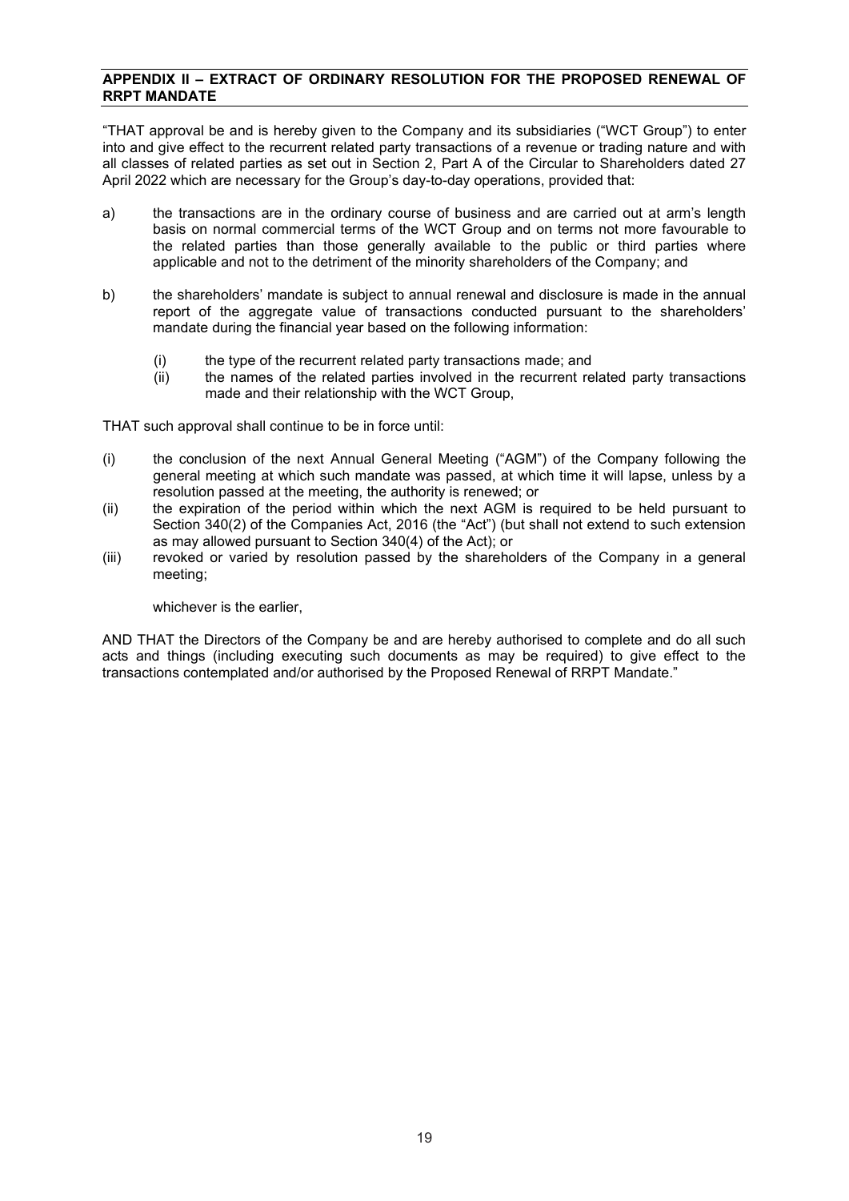## APPENDIX II – EXTRACT OF ORDINARY RESOLUTION FOR THE PROPOSED RENEWAL OF RRPT MANDATE

"THAT approval be and is hereby given to the Company and its subsidiaries ("WCT Group") to enter into and give effect to the recurrent related party transactions of a revenue or trading nature and with all classes of related parties as set out in Section 2, Part A of the Circular to Shareholders dated 27 April 2022 which are necessary for the Group's day-to-day operations, provided that:

a) the transactions are in the ordinary course of business and are carried out at arm's length basis on normal commercial terms of the WCT Group and on terms not more favourable to the related parties than those generally available to the public or third parties where applicable and not to the detriment of the minority shareholders of the Company; and

b) the shareholders' mandate is subject to annual renewal and disclosure is made in the annual report of the aggregate value of transactions conducted pursuant to the shareholders' mandate during the financial year based on the following information:

   (i) the type of the recurrent related party transactions made; and
   (ii) the names of the related parties involved in the recurrent related party transactions made and their relationship with the WCT Group,

THAT such approval shall continue to be in force until:

(i) the conclusion of the next Annual General Meeting ("AGM") of the Company following the general meeting at which such mandate was passed, at which time it will lapse, unless by a resolution passed at the meeting, the authority is renewed; or
(ii) the expiration of the period within which the next AGM is required to be held pursuant to Section 340(2) of the Companies Act, 2016 (the "Act") (but shall not extend to such extension as may allowed pursuant to Section 340(4) of the Act); or
(iii) revoked or varied by resolution passed by the shareholders of the Company in a general meeting;

whichever is the earlier,

AND THAT the Directors of the Company be and are hereby authorised to complete and do all such acts and things (including executing such documents as may be required) to give effect to the transactions contemplated and/or authorised by the Proposed Renewal of RRPT Mandate."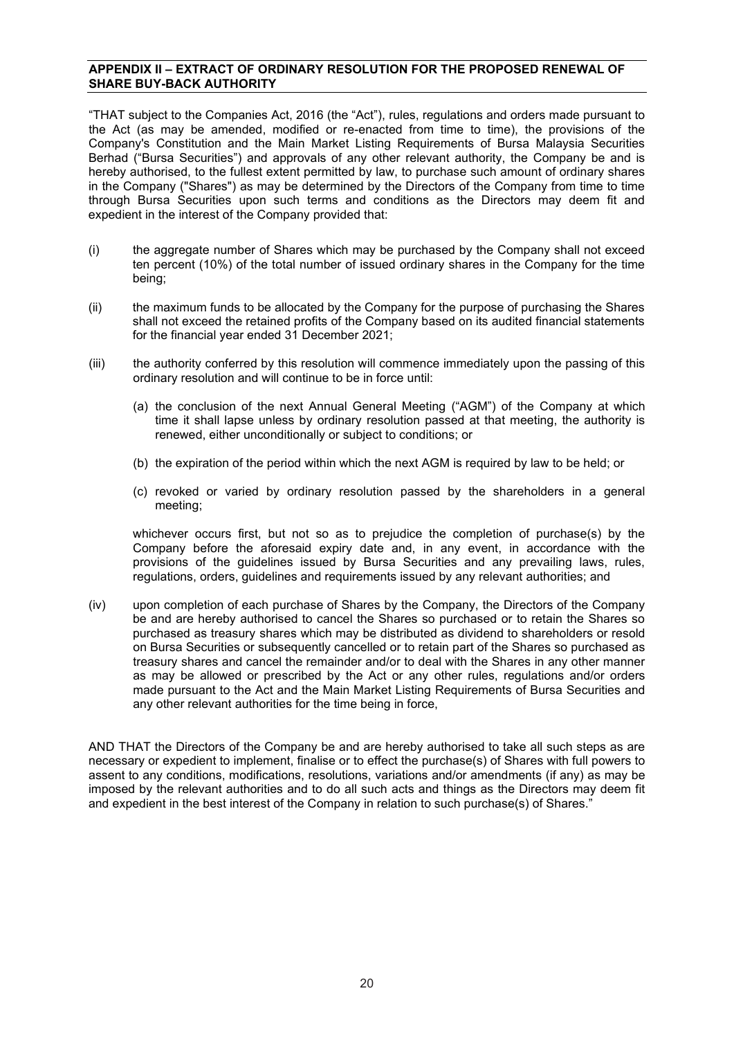## APPENDIX II – EXTRACT OF ORDINARY RESOLUTION FOR THE PROPOSED RENEWAL OF SHARE BUY-BACK AUTHORITY

"THAT subject to the Companies Act, 2016 (the "Act"), rules, regulations and orders made pursuant to the Act (as may be amended, modified or re-enacted from time to time), the provisions of the Company's Constitution and the Main Market Listing Requirements of Bursa Malaysia Securities Berhad ("Bursa Securities") and approvals of any other relevant authority, the Company be and is hereby authorised, to the fullest extent permitted by law, to purchase such amount of ordinary shares in the Company ("Shares") as may be determined by the Directors of the Company from time to time through Bursa Securities upon such terms and conditions as the Directors may deem fit and expedient in the interest of the Company provided that:

(i) the aggregate number of Shares which may be purchased by the Company shall not exceed ten percent (10%) of the total number of issued ordinary shares in the Company for the time being;

(ii) the maximum funds to be allocated by the Company for the purpose of purchasing the Shares shall not exceed the retained profits of the Company based on its audited financial statements for the financial year ended 31 December 2021;

(iii) the authority conferred by this resolution will commence immediately upon the passing of this ordinary resolution and will continue to be in force until:

   (a) the conclusion of the next Annual General Meeting ("AGM") of the Company at which time it shall lapse unless by ordinary resolution passed at that meeting, the authority is renewed, either unconditionally or subject to conditions; or

   (b) the expiration of the period within which the next AGM is required by law to be held; or

   (c) revoked or varied by ordinary resolution passed by the shareholders in a general meeting;

   whichever occurs first, but not so as to prejudice the completion of purchase(s) by the Company before the aforesaid expiry date and, in any event, in accordance with the provisions of the guidelines issued by Bursa Securities and any prevailing laws, rules, regulations, orders, guidelines and requirements issued by any relevant authorities; and

(iv) upon completion of each purchase of Shares by the Company, the Directors of the Company be and are hereby authorised to cancel the Shares so purchased or to retain the Shares so purchased as treasury shares which may be distributed as dividend to shareholders or resold on Bursa Securities or subsequently cancelled or to retain part of the Shares so purchased as treasury shares and cancel the remainder and/or to deal with the Shares in any other manner as may be allowed or prescribed by the Act or any other rules, regulations and/or orders made pursuant to the Act and the Main Market Listing Requirements of Bursa Securities and any other relevant authorities for the time being in force,

AND THAT the Directors of the Company be and are hereby authorised to take all such steps as are necessary or expedient to implement, finalise or to effect the purchase(s) of Shares with full powers to assent to any conditions, modifications, resolutions, variations and/or amendments (if any) as may be imposed by the relevant authorities and to do all such acts and things as the Directors may deem fit and expedient in the best interest of the Company in relation to such purchase(s) of Shares."